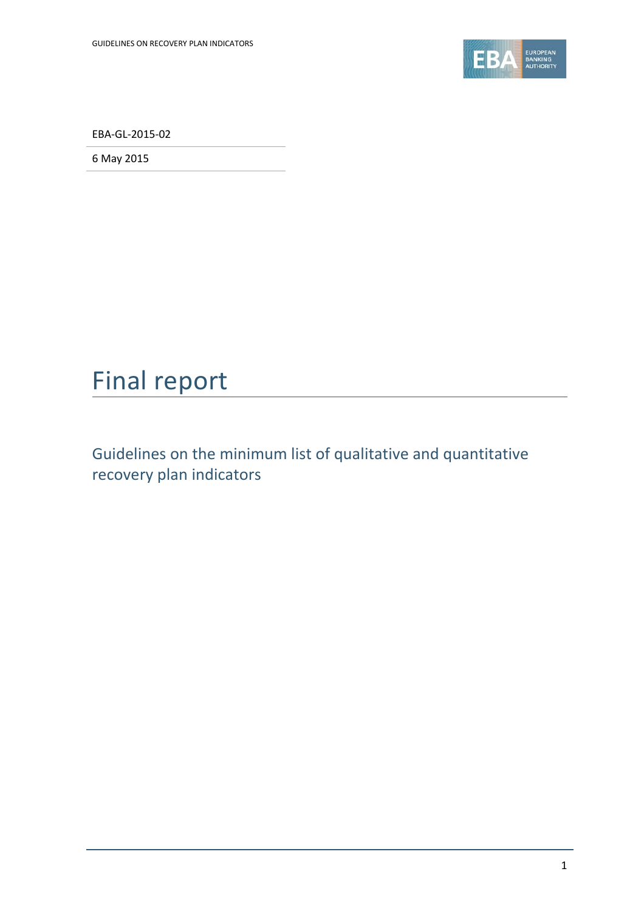EBA-GL-2015-02

6 May 2015

# Final report

## Guidelines on the minimum list of qualitative and quantitative recovery plan indicators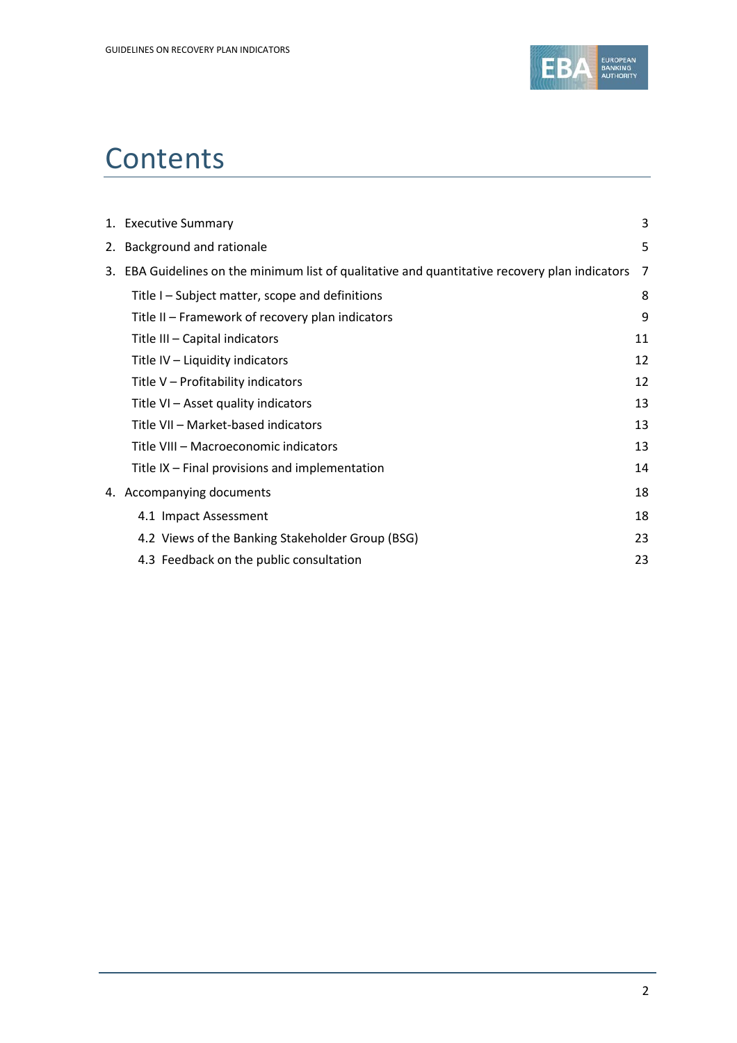# Contents

1. Executive Summary 3
2. Background and rationale 5
3. EBA Guidelines on the minimum list of qualitative and quantitative recovery plan indicators 7
   - Title I – Subject matter, scope and definitions 8
   - Title II – Framework of recovery plan indicators 9
   - Title III – Capital indicators 11
   - Title IV – Liquidity indicators 12
   - Title V – Profitability indicators 12
   - Title VI – Asset quality indicators 13
   - Title VII – Market-based indicators 13
   - Title VIII – Macroeconomic indicators 13
   - Title IX – Final provisions and implementation 14
4. Accompanying documents 18
   - 4.1 Impact Assessment 18
   - 4.2 Views of the Banking Stakeholder Group (BSG) 23
   - 4.3 Feedback on the public consultation 23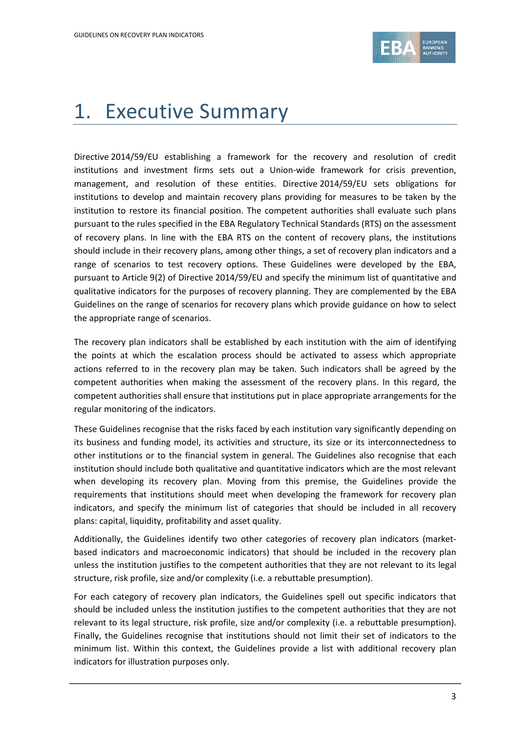# 1. Executive Summary

Directive 2014/59/EU establishing a framework for the recovery and resolution of credit institutions and investment firms sets out a Union-wide framework for crisis prevention, management, and resolution of these entities. Directive 2014/59/EU sets obligations for institutions to develop and maintain recovery plans providing for measures to be taken by the institution to restore its financial position. The competent authorities shall evaluate such plans pursuant to the rules specified in the EBA Regulatory Technical Standards (RTS) on the assessment of recovery plans. In line with the EBA RTS on the content of recovery plans, the institutions should include in their recovery plans, among other things, a set of recovery plan indicators and a range of scenarios to test recovery options. These Guidelines were developed by the EBA, pursuant to Article 9(2) of Directive 2014/59/EU and specify the minimum list of quantitative and qualitative indicators for the purposes of recovery planning. They are complemented by the EBA Guidelines on the range of scenarios for recovery plans which provide guidance on how to select the appropriate range of scenarios.

The recovery plan indicators shall be established by each institution with the aim of identifying the points at which the escalation process should be activated to assess which appropriate actions referred to in the recovery plan may be taken. Such indicators shall be agreed by the competent authorities when making the assessment of the recovery plans. In this regard, the competent authorities shall ensure that institutions put in place appropriate arrangements for the regular monitoring of the indicators.

These Guidelines recognise that the risks faced by each institution vary significantly depending on its business and funding model, its activities and structure, its size or its interconnectedness to other institutions or to the financial system in general. The Guidelines also recognise that each institution should include both qualitative and quantitative indicators which are the most relevant when developing its recovery plan. Moving from this premise, the Guidelines provide the requirements that institutions should meet when developing the framework for recovery plan indicators, and specify the minimum list of categories that should be included in all recovery plans: capital, liquidity, profitability and asset quality.

Additionally, the Guidelines identify two other categories of recovery plan indicators (market-based indicators and macroeconomic indicators) that should be included in the recovery plan unless the institution justifies to the competent authorities that they are not relevant to its legal structure, risk profile, size and/or complexity (i.e. a rebuttable presumption).

For each category of recovery plan indicators, the Guidelines spell out specific indicators that should be included unless the institution justifies to the competent authorities that they are not relevant to its legal structure, risk profile, size and/or complexity (i.e. a rebuttable presumption). Finally, the Guidelines recognise that institutions should not limit their set of indicators to the minimum list. Within this context, the Guidelines provide a list with additional recovery plan indicators for illustration purposes only.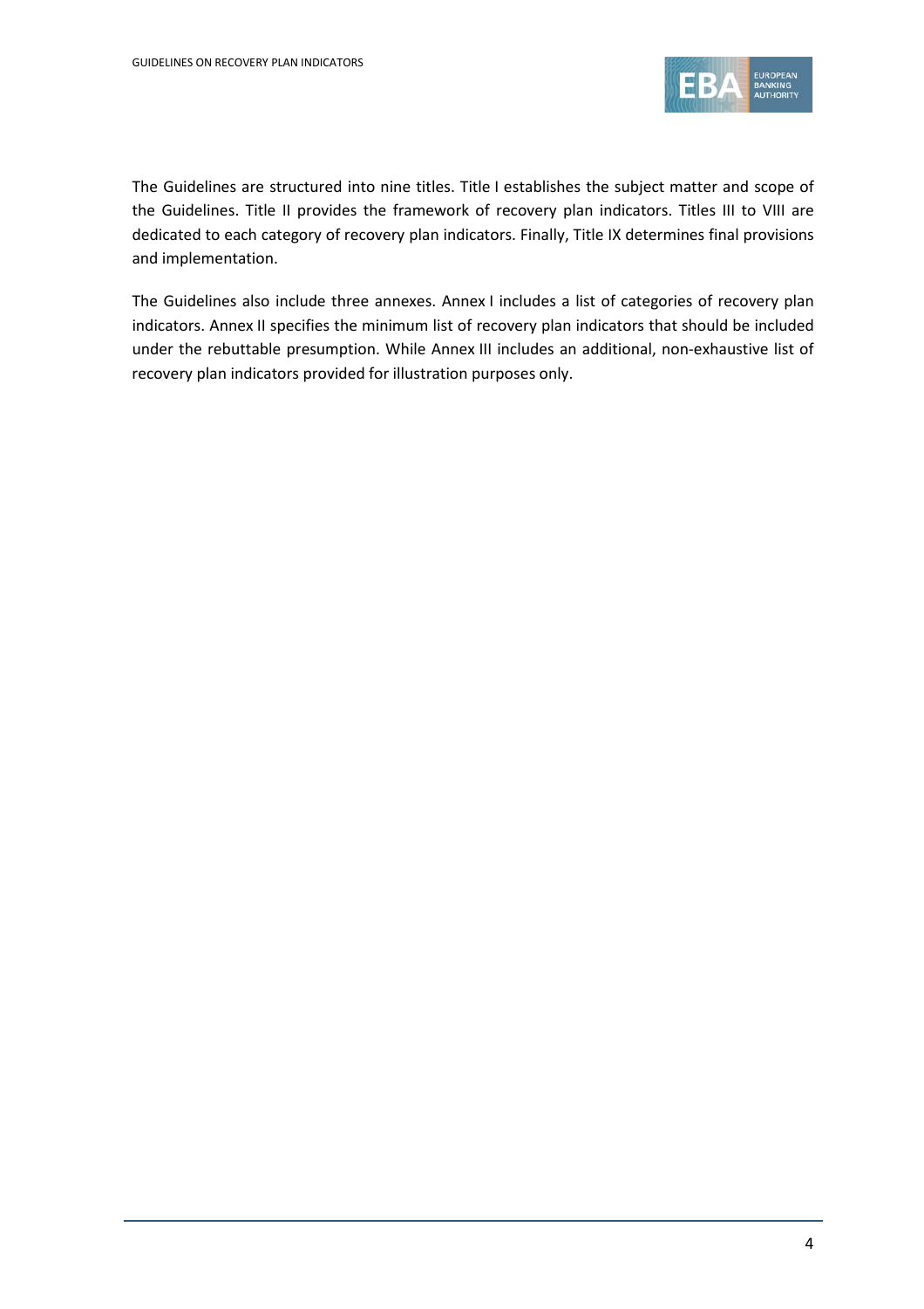The Guidelines are structured into nine titles. Title I establishes the subject matter and scope of the Guidelines. Title II provides the framework of recovery plan indicators. Titles III to VIII are dedicated to each category of recovery plan indicators. Finally, Title IX determines final provisions and implementation.

The Guidelines also include three annexes. Annex I includes a list of categories of recovery plan indicators. Annex II specifies the minimum list of recovery plan indicators that should be included under the rebuttable presumption. While Annex III includes an additional, non-exhaustive list of recovery plan indicators provided for illustration purposes only.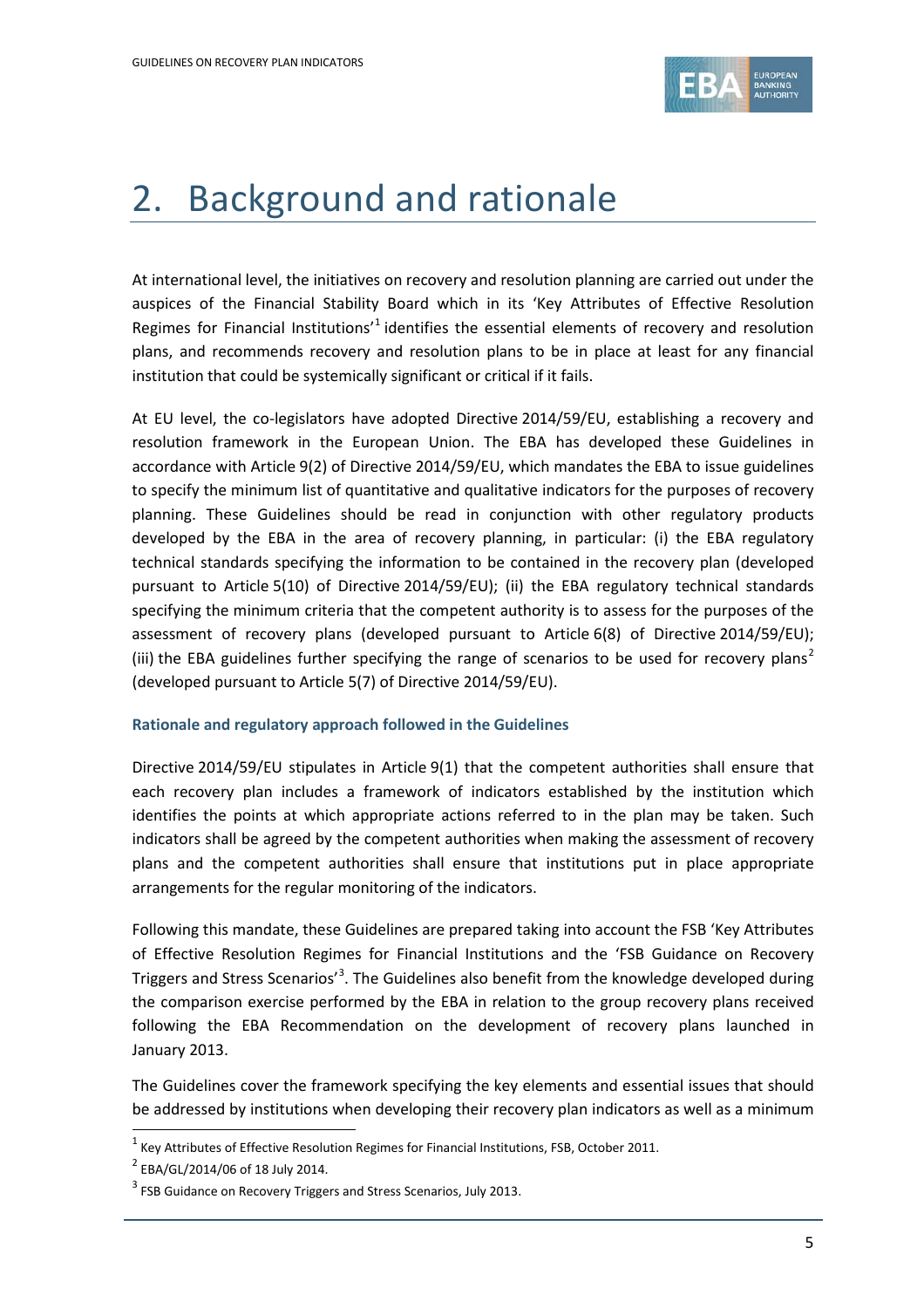# 2. Background and rationale

At international level, the initiatives on recovery and resolution planning are carried out under the auspices of the Financial Stability Board which in its 'Key Attributes of Effective Resolution Regimes for Financial Institutions'[1] identifies the essential elements of recovery and resolution plans, and recommends recovery and resolution plans to be in place at least for any financial institution that could be systemically significant or critical if it fails.

At EU level, the co-legislators have adopted Directive 2014/59/EU, establishing a recovery and resolution framework in the European Union. The EBA has developed these Guidelines in accordance with Article 9(2) of Directive 2014/59/EU, which mandates the EBA to issue guidelines to specify the minimum list of quantitative and qualitative indicators for the purposes of recovery planning. These Guidelines should be read in conjunction with other regulatory products developed by the EBA in the area of recovery planning, in particular: (i) the EBA regulatory technical standards specifying the information to be contained in the recovery plan (developed pursuant to Article 5(10) of Directive 2014/59/EU); (ii) the EBA regulatory technical standards specifying the minimum criteria that the competent authority is to assess for the purposes of the assessment of recovery plans (developed pursuant to Article 6(8) of Directive 2014/59/EU); (iii) the EBA guidelines further specifying the range of scenarios to be used for recovery plans[2] (developed pursuant to Article 5(7) of Directive 2014/59/EU).

### Rationale and regulatory approach followed in the Guidelines

Directive 2014/59/EU stipulates in Article 9(1) that the competent authorities shall ensure that each recovery plan includes a framework of indicators established by the institution which identifies the points at which appropriate actions referred to in the plan may be taken. Such indicators shall be agreed by the competent authorities when making the assessment of recovery plans and the competent authorities shall ensure that institutions put in place appropriate arrangements for the regular monitoring of the indicators.

Following this mandate, these Guidelines are prepared taking into account the FSB 'Key Attributes of Effective Resolution Regimes for Financial Institutions and the 'FSB Guidance on Recovery Triggers and Stress Scenarios'[3]. The Guidelines also benefit from the knowledge developed during the comparison exercise performed by the EBA in relation to the group recovery plans received following the EBA Recommendation on the development of recovery plans launched in January 2013.

The Guidelines cover the framework specifying the key elements and essential issues that should be addressed by institutions when developing their recovery plan indicators as well as a minimum

---

[1] Key Attributes of Effective Resolution Regimes for Financial Institutions, FSB, October 2011.

[2] EBA/GL/2014/06 of 18 July 2014.

[3] FSB Guidance on Recovery Triggers and Stress Scenarios, July 2013.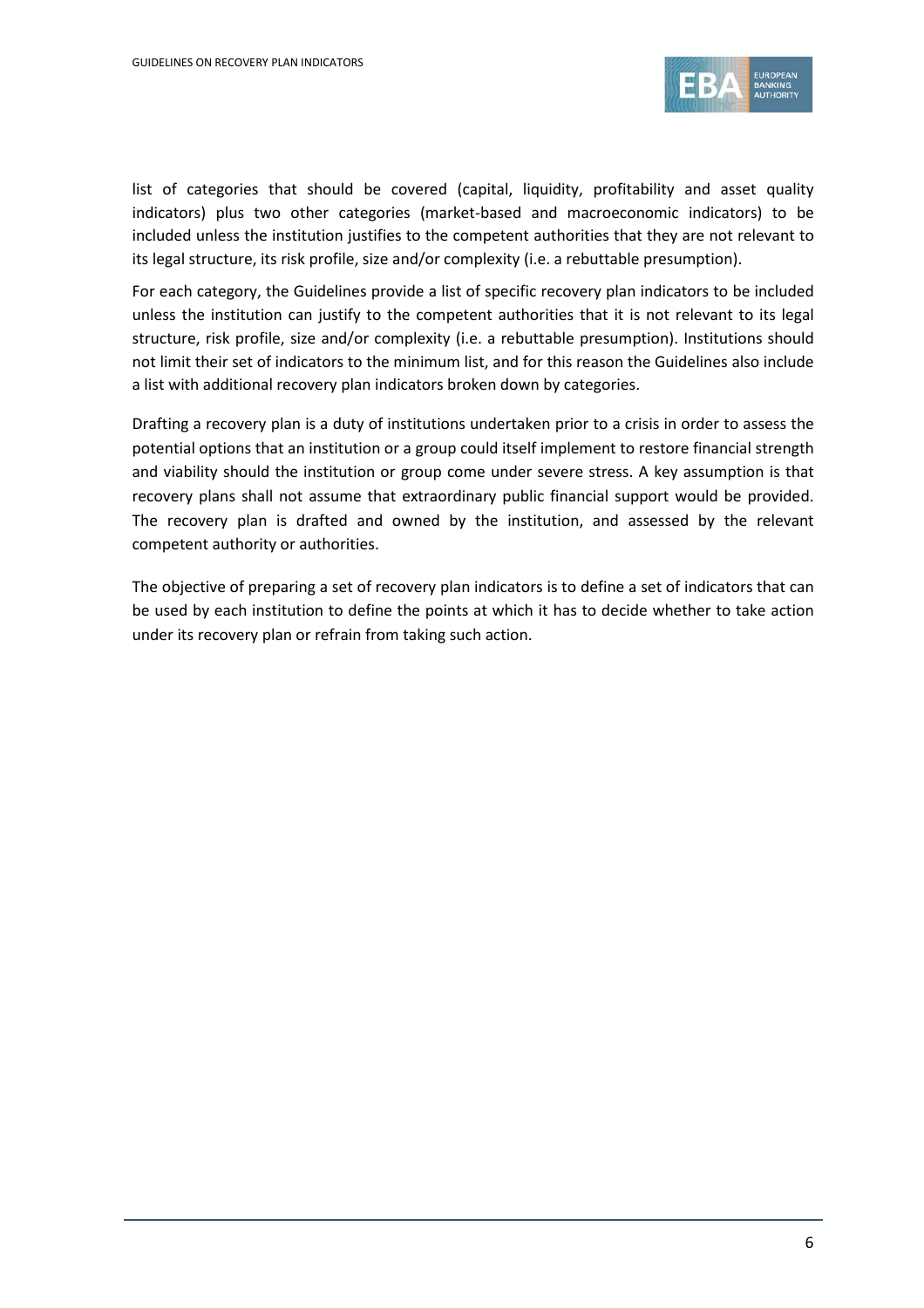list of categories that should be covered (capital, liquidity, profitability and asset quality indicators) plus two other categories (market-based and macroeconomic indicators) to be included unless the institution justifies to the competent authorities that they are not relevant to its legal structure, its risk profile, size and/or complexity (i.e. a rebuttable presumption).

For each category, the Guidelines provide a list of specific recovery plan indicators to be included unless the institution can justify to the competent authorities that it is not relevant to its legal structure, risk profile, size and/or complexity (i.e. a rebuttable presumption). Institutions should not limit their set of indicators to the minimum list, and for this reason the Guidelines also include a list with additional recovery plan indicators broken down by categories.

Drafting a recovery plan is a duty of institutions undertaken prior to a crisis in order to assess the potential options that an institution or a group could itself implement to restore financial strength and viability should the institution or group come under severe stress. A key assumption is that recovery plans shall not assume that extraordinary public financial support would be provided. The recovery plan is drafted and owned by the institution, and assessed by the relevant competent authority or authorities.

The objective of preparing a set of recovery plan indicators is to define a set of indicators that can be used by each institution to define the points at which it has to decide whether to take action under its recovery plan or refrain from taking such action.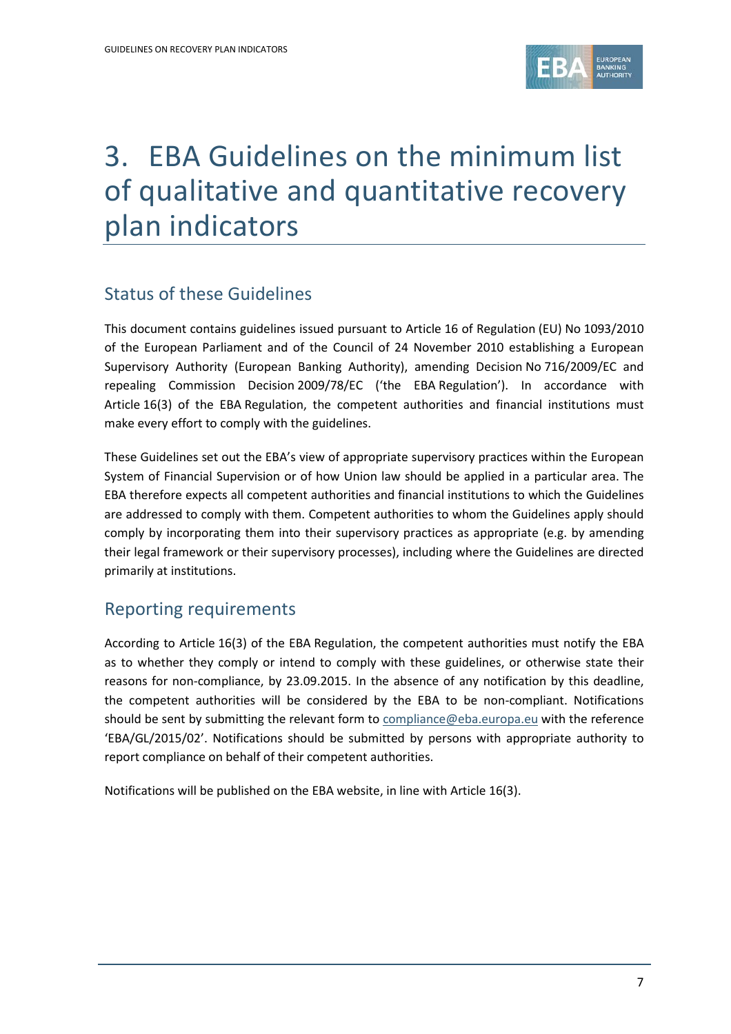# 3. EBA Guidelines on the minimum list of qualitative and quantitative recovery plan indicators

## Status of these Guidelines

This document contains guidelines issued pursuant to Article 16 of Regulation (EU) No 1093/2010 of the European Parliament and of the Council of 24 November 2010 establishing a European Supervisory Authority (European Banking Authority), amending Decision No 716/2009/EC and repealing Commission Decision 2009/78/EC ('the EBA Regulation'). In accordance with Article 16(3) of the EBA Regulation, the competent authorities and financial institutions must make every effort to comply with the guidelines.

These Guidelines set out the EBA's view of appropriate supervisory practices within the European System of Financial Supervision or of how Union law should be applied in a particular area. The EBA therefore expects all competent authorities and financial institutions to which the Guidelines are addressed to comply with them. Competent authorities to whom the Guidelines apply should comply by incorporating them into their supervisory practices as appropriate (e.g. by amending their legal framework or their supervisory processes), including where the Guidelines are directed primarily at institutions.

## Reporting requirements

According to Article 16(3) of the EBA Regulation, the competent authorities must notify the EBA as to whether they comply or intend to comply with these guidelines, or otherwise state their reasons for non-compliance, by 23.09.2015. In the absence of any notification by this deadline, the competent authorities will be considered by the EBA to be non-compliant. Notifications should be sent by submitting the relevant form to compliance@eba.europa.eu with the reference 'EBA/GL/2015/02'. Notifications should be submitted by persons with appropriate authority to report compliance on behalf of their competent authorities.

Notifications will be published on the EBA website, in line with Article 16(3).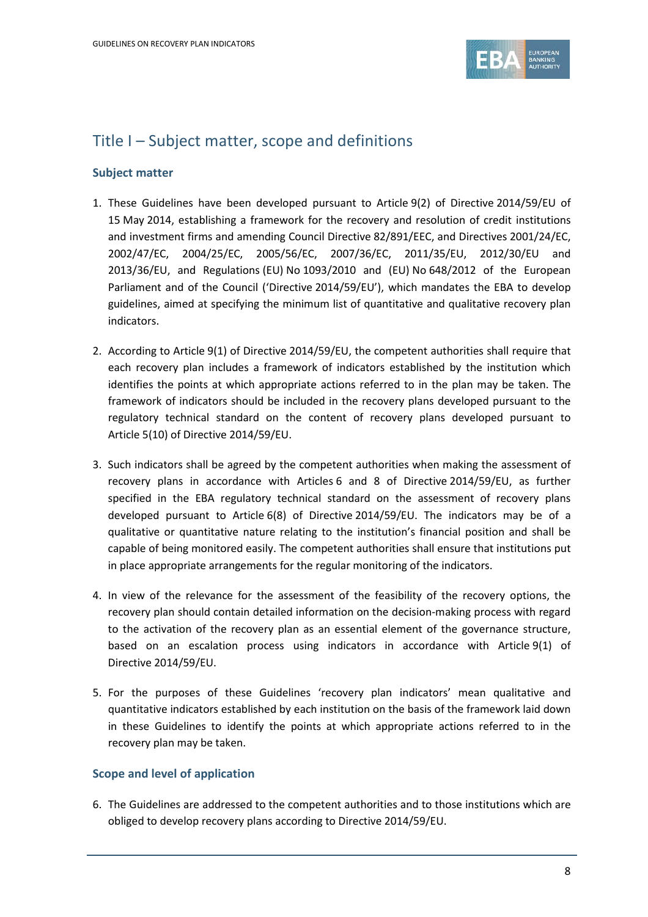# Title I – Subject matter, scope and definitions

## Subject matter

1. These Guidelines have been developed pursuant to Article 9(2) of Directive 2014/59/EU of 15 May 2014, establishing a framework for the recovery and resolution of credit institutions and investment firms and amending Council Directive 82/891/EEC, and Directives 2001/24/EC, 2002/47/EC, 2004/25/EC, 2005/56/EC, 2007/36/EC, 2011/35/EU, 2012/30/EU and 2013/36/EU, and Regulations (EU) No 1093/2010 and (EU) No 648/2012 of the European Parliament and of the Council ('Directive 2014/59/EU'), which mandates the EBA to develop guidelines, aimed at specifying the minimum list of quantitative and qualitative recovery plan indicators.

2. According to Article 9(1) of Directive 2014/59/EU, the competent authorities shall require that each recovery plan includes a framework of indicators established by the institution which identifies the points at which appropriate actions referred to in the plan may be taken. The framework of indicators should be included in the recovery plans developed pursuant to the regulatory technical standard on the content of recovery plans developed pursuant to Article 5(10) of Directive 2014/59/EU.

3. Such indicators shall be agreed by the competent authorities when making the assessment of recovery plans in accordance with Articles 6 and 8 of Directive 2014/59/EU, as further specified in the EBA regulatory technical standard on the assessment of recovery plans developed pursuant to Article 6(8) of Directive 2014/59/EU. The indicators may be of a qualitative or quantitative nature relating to the institution's financial position and shall be capable of being monitored easily. The competent authorities shall ensure that institutions put in place appropriate arrangements for the regular monitoring of the indicators.

4. In view of the relevance for the assessment of the feasibility of the recovery options, the recovery plan should contain detailed information on the decision-making process with regard to the activation of the recovery plan as an essential element of the governance structure, based on an escalation process using indicators in accordance with Article 9(1) of Directive 2014/59/EU.

5. For the purposes of these Guidelines 'recovery plan indicators' mean qualitative and quantitative indicators established by each institution on the basis of the framework laid down in these Guidelines to identify the points at which appropriate actions referred to in the recovery plan may be taken.

## Scope and level of application

6. The Guidelines are addressed to the competent authorities and to those institutions which are obliged to develop recovery plans according to Directive 2014/59/EU.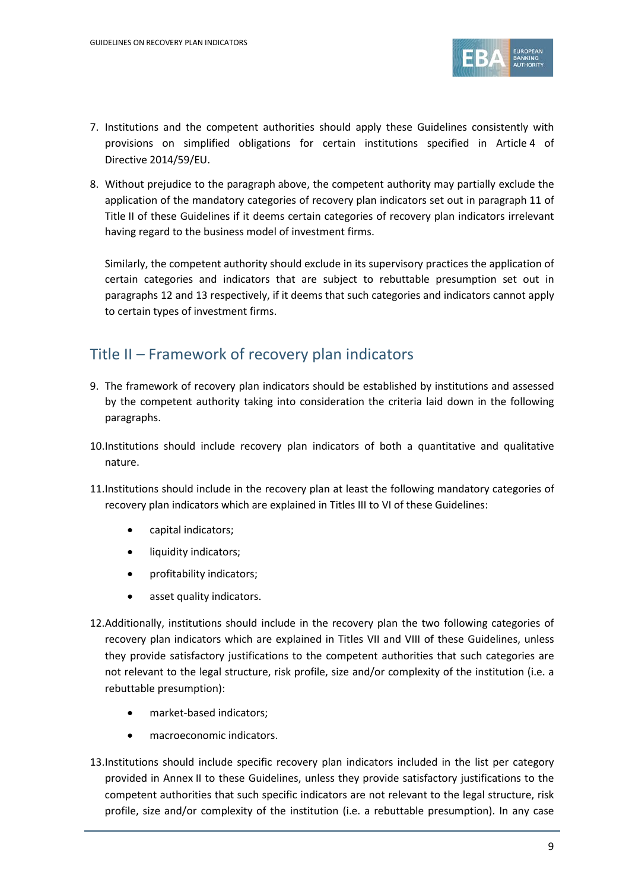7. Institutions and the competent authorities should apply these Guidelines consistently with provisions on simplified obligations for certain institutions specified in Article 4 of Directive 2014/59/EU.

8. Without prejudice to the paragraph above, the competent authority may partially exclude the application of the mandatory categories of recovery plan indicators set out in paragraph 11 of Title II of these Guidelines if it deems certain categories of recovery plan indicators irrelevant having regard to the business model of investment firms.

   Similarly, the competent authority should exclude in its supervisory practices the application of certain categories and indicators that are subject to rebuttable presumption set out in paragraphs 12 and 13 respectively, if it deems that such categories and indicators cannot apply to certain types of investment firms.

## Title II – Framework of recovery plan indicators

9. The framework of recovery plan indicators should be established by institutions and assessed by the competent authority taking into consideration the criteria laid down in the following paragraphs.

10. Institutions should include recovery plan indicators of both a quantitative and qualitative nature.

11. Institutions should include in the recovery plan at least the following mandatory categories of recovery plan indicators which are explained in Titles III to VI of these Guidelines:

    - capital indicators;
    - liquidity indicators;
    - profitability indicators;
    - asset quality indicators.

12. Additionally, institutions should include in the recovery plan the two following categories of recovery plan indicators which are explained in Titles VII and VIII of these Guidelines, unless they provide satisfactory justifications to the competent authorities that such categories are not relevant to the legal structure, risk profile, size and/or complexity of the institution (i.e. a rebuttable presumption):

    - market-based indicators;
    - macroeconomic indicators.

13. Institutions should include specific recovery plan indicators included in the list per category provided in Annex II to these Guidelines, unless they provide satisfactory justifications to the competent authorities that such specific indicators are not relevant to the legal structure, risk profile, size and/or complexity of the institution (i.e. a rebuttable presumption). In any case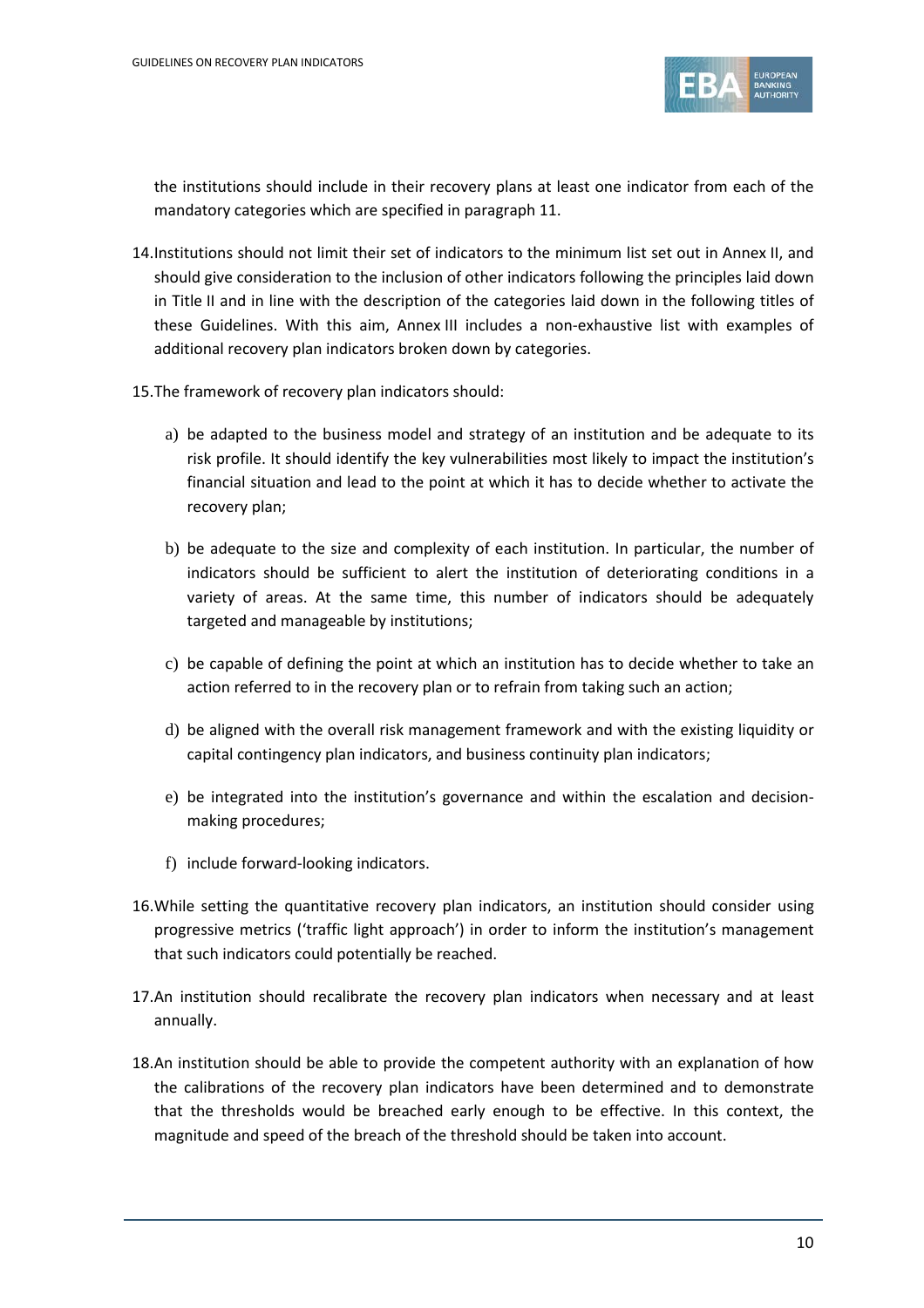the institutions should include in their recovery plans at least one indicator from each of the mandatory categories which are specified in paragraph 11.

14. Institutions should not limit their set of indicators to the minimum list set out in Annex II, and should give consideration to the inclusion of other indicators following the principles laid down in Title II and in line with the description of the categories laid down in the following titles of these Guidelines. With this aim, Annex III includes a non-exhaustive list with examples of additional recovery plan indicators broken down by categories.

15. The framework of recovery plan indicators should:

    a) be adapted to the business model and strategy of an institution and be adequate to its risk profile. It should identify the key vulnerabilities most likely to impact the institution's financial situation and lead to the point at which it has to decide whether to activate the recovery plan;

    b) be adequate to the size and complexity of each institution. In particular, the number of indicators should be sufficient to alert the institution of deteriorating conditions in a variety of areas. At the same time, this number of indicators should be adequately targeted and manageable by institutions;

    c) be capable of defining the point at which an institution has to decide whether to take an action referred to in the recovery plan or to refrain from taking such an action;

    d) be aligned with the overall risk management framework and with the existing liquidity or capital contingency plan indicators, and business continuity plan indicators;

    e) be integrated into the institution's governance and within the escalation and decision-making procedures;

    f) include forward-looking indicators.

16. While setting the quantitative recovery plan indicators, an institution should consider using progressive metrics ('traffic light approach') in order to inform the institution's management that such indicators could potentially be reached.

17. An institution should recalibrate the recovery plan indicators when necessary and at least annually.

18. An institution should be able to provide the competent authority with an explanation of how the calibrations of the recovery plan indicators have been determined and to demonstrate that the thresholds would be breached early enough to be effective. In this context, the magnitude and speed of the breach of the threshold should be taken into account.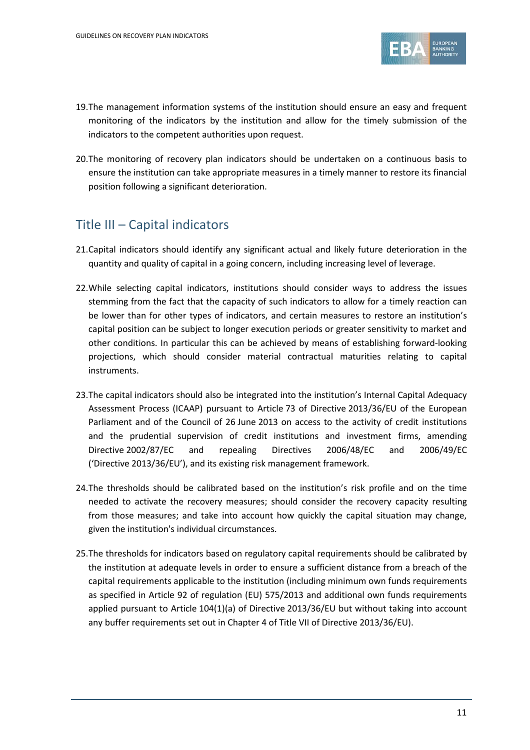19. The management information systems of the institution should ensure an easy and frequent monitoring of the indicators by the institution and allow for the timely submission of the indicators to the competent authorities upon request.

20. The monitoring of recovery plan indicators should be undertaken on a continuous basis to ensure the institution can take appropriate measures in a timely manner to restore its financial position following a significant deterioration.

## Title III – Capital indicators

21. Capital indicators should identify any significant actual and likely future deterioration in the quantity and quality of capital in a going concern, including increasing level of leverage.

22. While selecting capital indicators, institutions should consider ways to address the issues stemming from the fact that the capacity of such indicators to allow for a timely reaction can be lower than for other types of indicators, and certain measures to restore an institution's capital position can be subject to longer execution periods or greater sensitivity to market and other conditions. In particular this can be achieved by means of establishing forward-looking projections, which should consider material contractual maturities relating to capital instruments.

23. The capital indicators should also be integrated into the institution's Internal Capital Adequacy Assessment Process (ICAAP) pursuant to Article 73 of Directive 2013/36/EU of the European Parliament and of the Council of 26 June 2013 on access to the activity of credit institutions and the prudential supervision of credit institutions and investment firms, amending Directive 2002/87/EC and repealing Directives 2006/48/EC and 2006/49/EC ('Directive 2013/36/EU'), and its existing risk management framework.

24. The thresholds should be calibrated based on the institution's risk profile and on the time needed to activate the recovery measures; should consider the recovery capacity resulting from those measures; and take into account how quickly the capital situation may change, given the institution's individual circumstances.

25. The thresholds for indicators based on regulatory capital requirements should be calibrated by the institution at adequate levels in order to ensure a sufficient distance from a breach of the capital requirements applicable to the institution (including minimum own funds requirements as specified in Article 92 of regulation (EU) 575/2013 and additional own funds requirements applied pursuant to Article 104(1)(a) of Directive 2013/36/EU but without taking into account any buffer requirements set out in Chapter 4 of Title VII of Directive 2013/36/EU).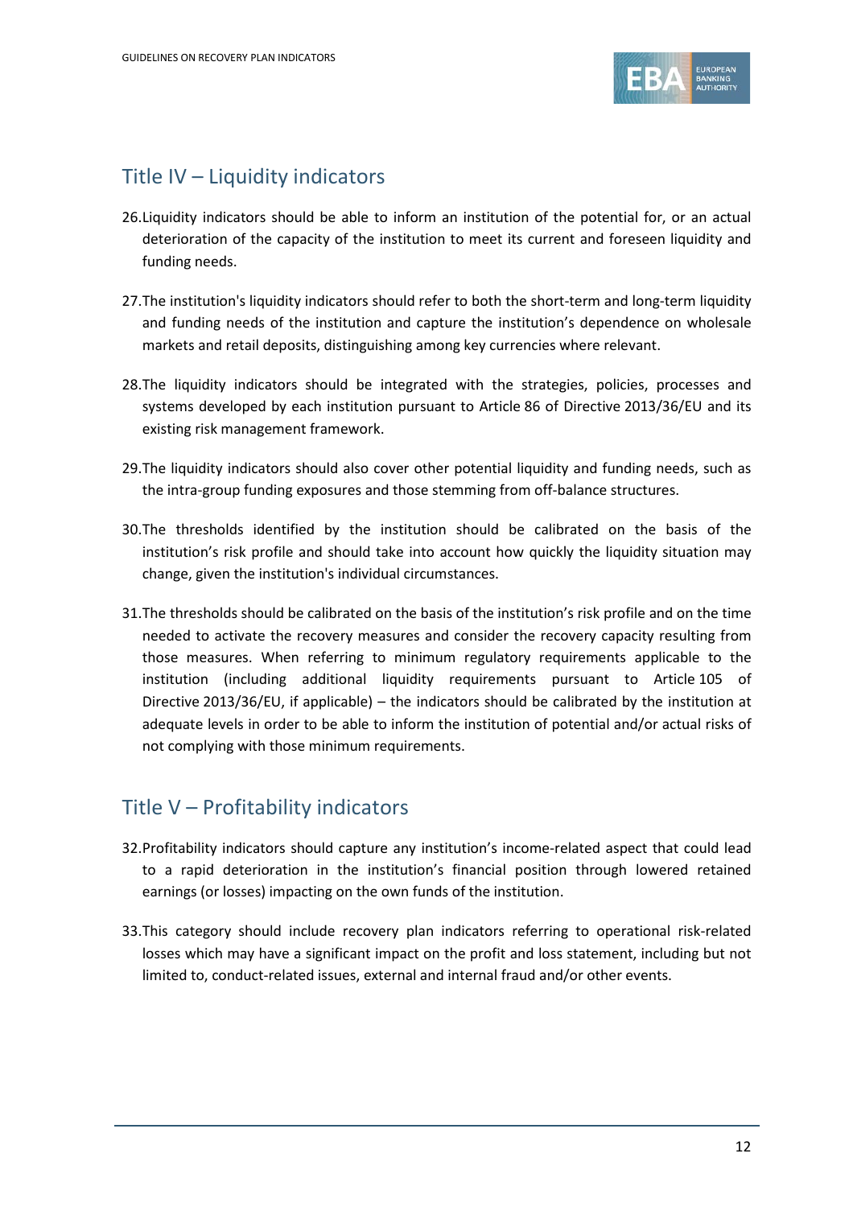## Title IV – Liquidity indicators

26. Liquidity indicators should be able to inform an institution of the potential for, or an actual deterioration of the capacity of the institution to meet its current and foreseen liquidity and funding needs.

27. The institution's liquidity indicators should refer to both the short-term and long-term liquidity and funding needs of the institution and capture the institution's dependence on wholesale markets and retail deposits, distinguishing among key currencies where relevant.

28. The liquidity indicators should be integrated with the strategies, policies, processes and systems developed by each institution pursuant to Article 86 of Directive 2013/36/EU and its existing risk management framework.

29. The liquidity indicators should also cover other potential liquidity and funding needs, such as the intra-group funding exposures and those stemming from off-balance structures.

30. The thresholds identified by the institution should be calibrated on the basis of the institution's risk profile and should take into account how quickly the liquidity situation may change, given the institution's individual circumstances.

31. The thresholds should be calibrated on the basis of the institution's risk profile and on the time needed to activate the recovery measures and consider the recovery capacity resulting from those measures. When referring to minimum regulatory requirements applicable to the institution (including additional liquidity requirements pursuant to Article 105 of Directive 2013/36/EU, if applicable) – the indicators should be calibrated by the institution at adequate levels in order to be able to inform the institution of potential and/or actual risks of not complying with those minimum requirements.

## Title V – Profitability indicators

32. Profitability indicators should capture any institution's income-related aspect that could lead to a rapid deterioration in the institution's financial position through lowered retained earnings (or losses) impacting on the own funds of the institution.

33. This category should include recovery plan indicators referring to operational risk-related losses which may have a significant impact on the profit and loss statement, including but not limited to, conduct-related issues, external and internal fraud and/or other events.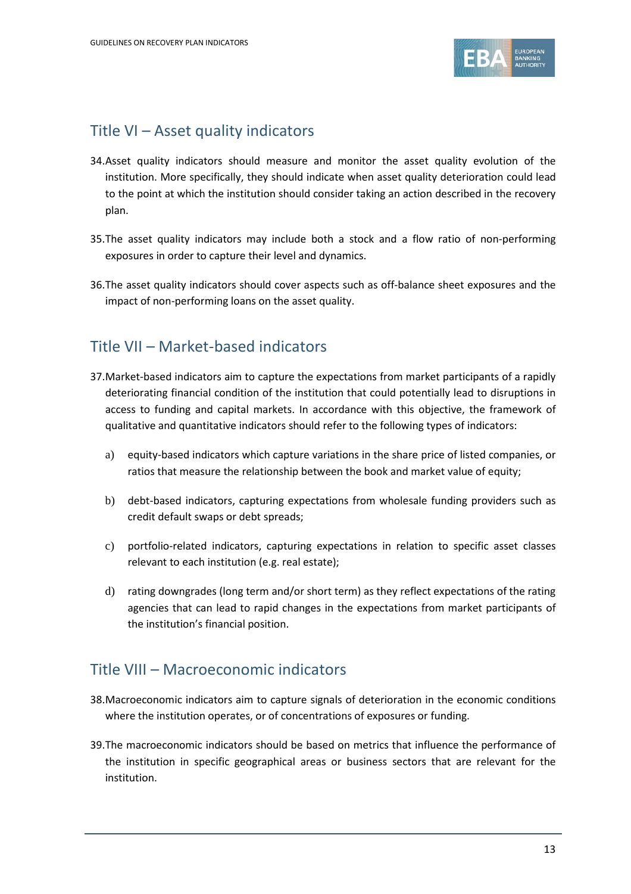## Title VI – Asset quality indicators

34. Asset quality indicators should measure and monitor the asset quality evolution of the institution. More specifically, they should indicate when asset quality deterioration could lead to the point at which the institution should consider taking an action described in the recovery plan.

35. The asset quality indicators may include both a stock and a flow ratio of non-performing exposures in order to capture their level and dynamics.

36. The asset quality indicators should cover aspects such as off-balance sheet exposures and the impact of non-performing loans on the asset quality.

## Title VII – Market-based indicators

37. Market-based indicators aim to capture the expectations from market participants of a rapidly deteriorating financial condition of the institution that could potentially lead to disruptions in access to funding and capital markets. In accordance with this objective, the framework of qualitative and quantitative indicators should refer to the following types of indicators:

    a) equity-based indicators which capture variations in the share price of listed companies, or ratios that measure the relationship between the book and market value of equity;

    b) debt-based indicators, capturing expectations from wholesale funding providers such as credit default swaps or debt spreads;

    c) portfolio-related indicators, capturing expectations in relation to specific asset classes relevant to each institution (e.g. real estate);

    d) rating downgrades (long term and/or short term) as they reflect expectations of the rating agencies that can lead to rapid changes in the expectations from market participants of the institution's financial position.

## Title VIII – Macroeconomic indicators

38. Macroeconomic indicators aim to capture signals of deterioration in the economic conditions where the institution operates, or of concentrations of exposures or funding.

39. The macroeconomic indicators should be based on metrics that influence the performance of the institution in specific geographical areas or business sectors that are relevant for the institution.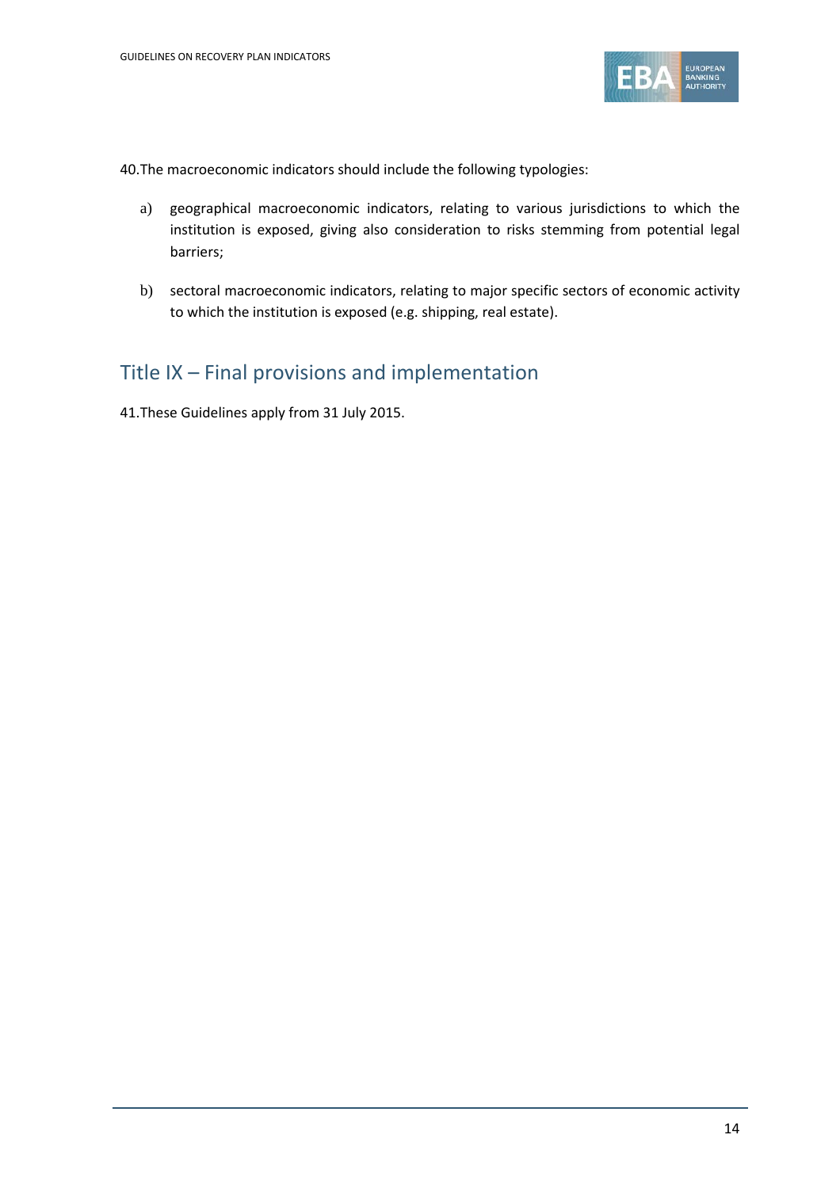40. The macroeconomic indicators should include the following typologies:

a) geographical macroeconomic indicators, relating to various jurisdictions to which the institution is exposed, giving also consideration to risks stemming from potential legal barriers;

b) sectoral macroeconomic indicators, relating to major specific sectors of economic activity to which the institution is exposed (e.g. shipping, real estate).

## Title IX – Final provisions and implementation

41. These Guidelines apply from 31 July 2015.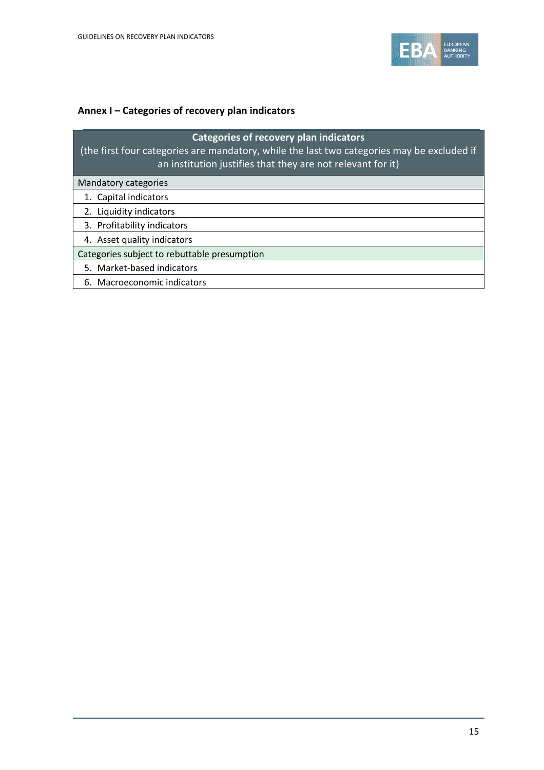## Annex I – Categories of recovery plan indicators

| **Categories of recovery plan indicators** (the first four categories are mandatory, while the last two categories may be excluded if an institution justifies that they are not relevant for it) |
|---|
| Mandatory categories |
| 1. Capital indicators |
| 2. Liquidity indicators |
| 3. Profitability indicators |
| 4. Asset quality indicators |
| Categories subject to rebuttable presumption |
| 5. Market-based indicators |
| 6. Macroeconomic indicators |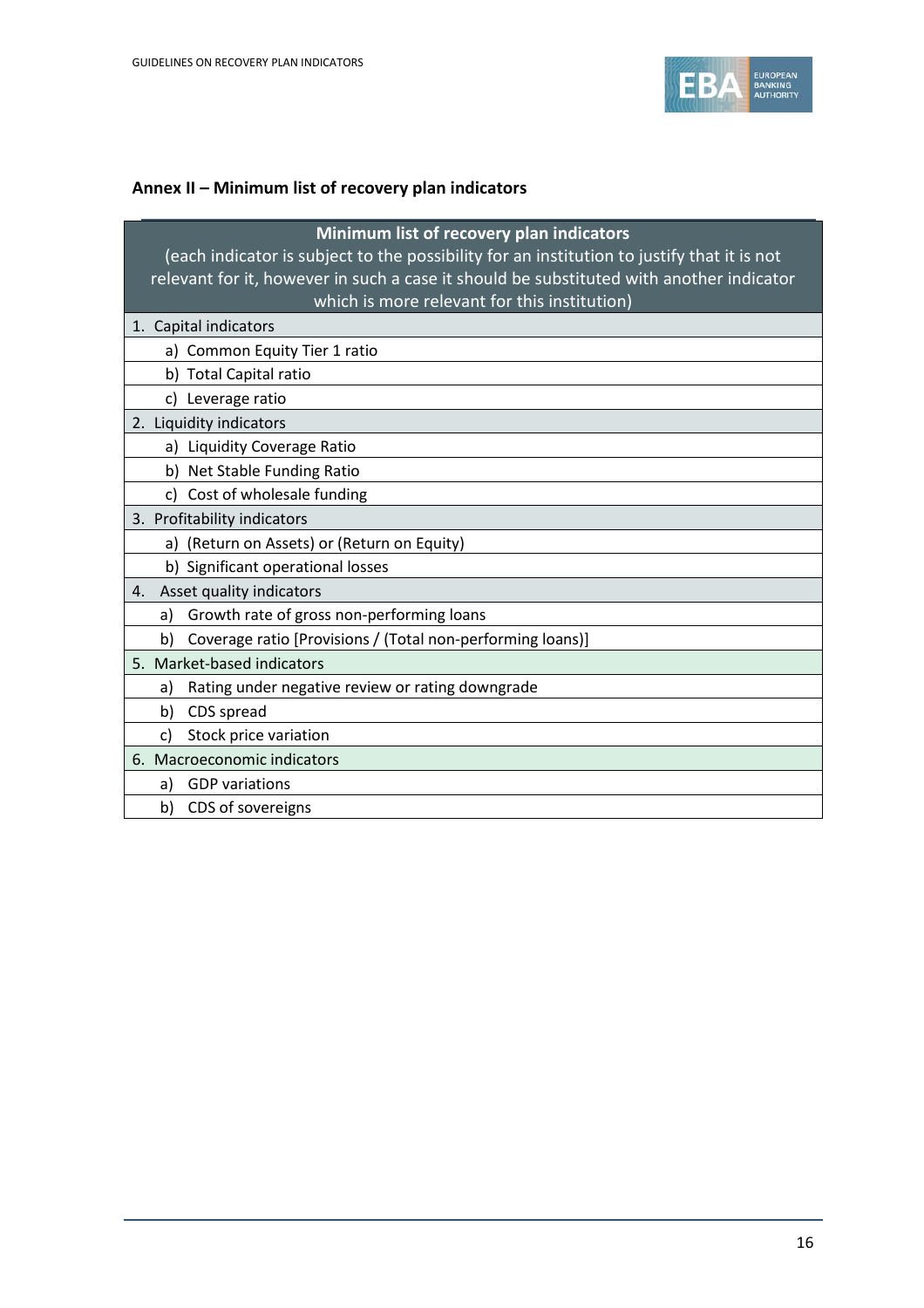## Annex II – Minimum list of recovery plan indicators

| Minimum list of recovery plan indicators (each indicator is subject to the possibility for an institution to justify that it is not relevant for it, however in such a case it should be substituted with another indicator which is more relevant for this institution) |
|---|
| 1. Capital indicators |
| a) Common Equity Tier 1 ratio |
| b) Total Capital ratio |
| c) Leverage ratio |
| 2. Liquidity indicators |
| a) Liquidity Coverage Ratio |
| b) Net Stable Funding Ratio |
| c) Cost of wholesale funding |
| 3. Profitability indicators |
| a) (Return on Assets) or (Return on Equity) |
| b) Significant operational losses |
| 4. Asset quality indicators |
| a) Growth rate of gross non-performing loans |
| b) Coverage ratio [Provisions / (Total non-performing loans)] |
| 5. Market-based indicators |
| a) Rating under negative review or rating downgrade |
| b) CDS spread |
| c) Stock price variation |
| 6. Macroeconomic indicators |
| a) GDP variations |
| b) CDS of sovereigns |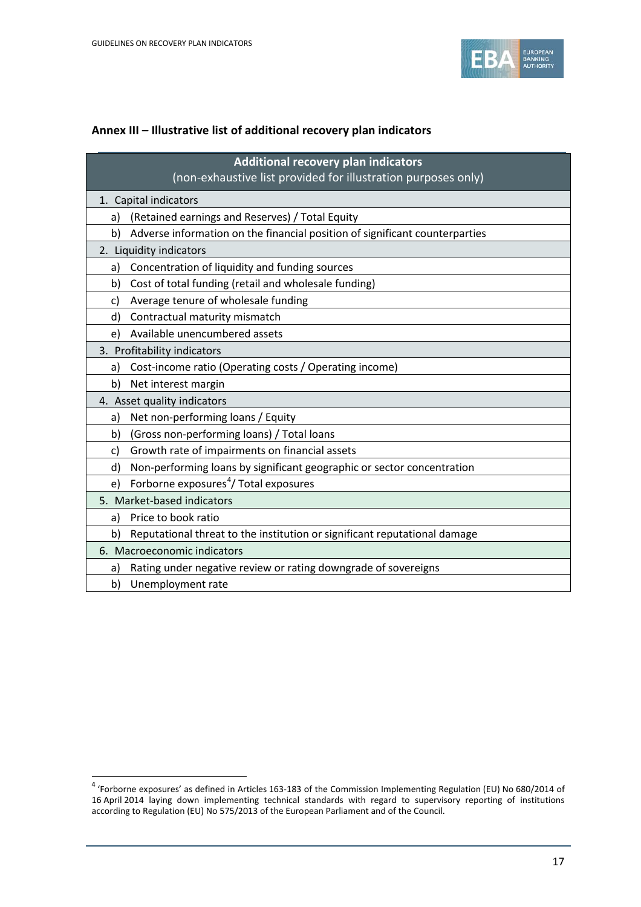## Annex III – Illustrative list of additional recovery plan indicators

| **Additional recovery plan indicators** (non-exhaustive list provided for illustration purposes only) |
|---|
| 1. Capital indicators |
| a) (Retained earnings and Reserves) / Total Equity |
| b) Adverse information on the financial position of significant counterparties |
| 2. Liquidity indicators |
| a) Concentration of liquidity and funding sources |
| b) Cost of total funding (retail and wholesale funding) |
| c) Average tenure of wholesale funding |
| d) Contractual maturity mismatch |
| e) Available unencumbered assets |
| 3. Profitability indicators |
| a) Cost-income ratio (Operating costs / Operating income) |
| b) Net interest margin |
| 4. Asset quality indicators |
| a) Net non-performing loans / Equity |
| b) (Gross non-performing loans) / Total loans |
| c) Growth rate of impairments on financial assets |
| d) Non-performing loans by significant geographic or sector concentration |
| e) Forborne exposures[4]/ Total exposures |
| 5. Market-based indicators |
| a) Price to book ratio |
| b) Reputational threat to the institution or significant reputational damage |
| 6. Macroeconomic indicators |
| a) Rating under negative review or rating downgrade of sovereigns |
| b) Unemployment rate |

[4] 'Forborne exposures' as defined in Articles 163-183 of the Commission Implementing Regulation (EU) No 680/2014 of 16 April 2014 laying down implementing technical standards with regard to supervisory reporting of institutions according to Regulation (EU) No 575/2013 of the European Parliament and of the Council.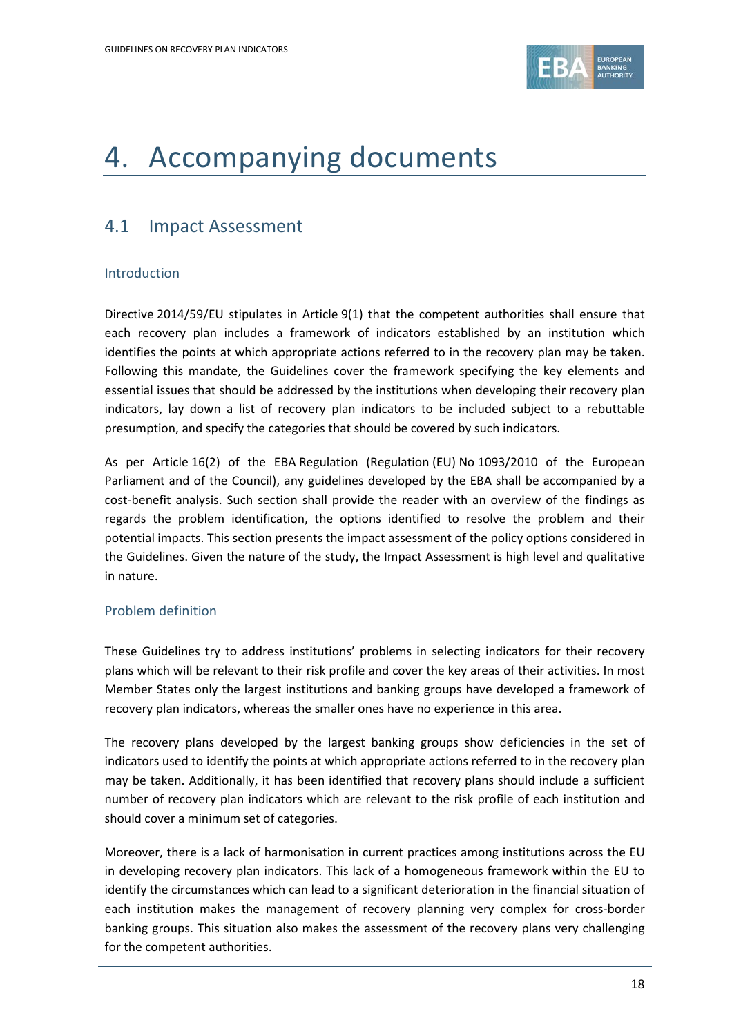# 4. Accompanying documents

## 4.1 Impact Assessment

### Introduction

Directive 2014/59/EU stipulates in Article 9(1) that the competent authorities shall ensure that each recovery plan includes a framework of indicators established by an institution which identifies the points at which appropriate actions referred to in the recovery plan may be taken. Following this mandate, the Guidelines cover the framework specifying the key elements and essential issues that should be addressed by the institutions when developing their recovery plan indicators, lay down a list of recovery plan indicators to be included subject to a rebuttable presumption, and specify the categories that should be covered by such indicators.

As per Article 16(2) of the EBA Regulation (Regulation (EU) No 1093/2010 of the European Parliament and of the Council), any guidelines developed by the EBA shall be accompanied by a cost-benefit analysis. Such section shall provide the reader with an overview of the findings as regards the problem identification, the options identified to resolve the problem and their potential impacts. This section presents the impact assessment of the policy options considered in the Guidelines. Given the nature of the study, the Impact Assessment is high level and qualitative in nature.

### Problem definition

These Guidelines try to address institutions' problems in selecting indicators for their recovery plans which will be relevant to their risk profile and cover the key areas of their activities. In most Member States only the largest institutions and banking groups have developed a framework of recovery plan indicators, whereas the smaller ones have no experience in this area.

The recovery plans developed by the largest banking groups show deficiencies in the set of indicators used to identify the points at which appropriate actions referred to in the recovery plan may be taken. Additionally, it has been identified that recovery plans should include a sufficient number of recovery plan indicators which are relevant to the risk profile of each institution and should cover a minimum set of categories.

Moreover, there is a lack of harmonisation in current practices among institutions across the EU in developing recovery plan indicators. This lack of a homogeneous framework within the EU to identify the circumstances which can lead to a significant deterioration in the financial situation of each institution makes the management of recovery planning very complex for cross-border banking groups. This situation also makes the assessment of the recovery plans very challenging for the competent authorities.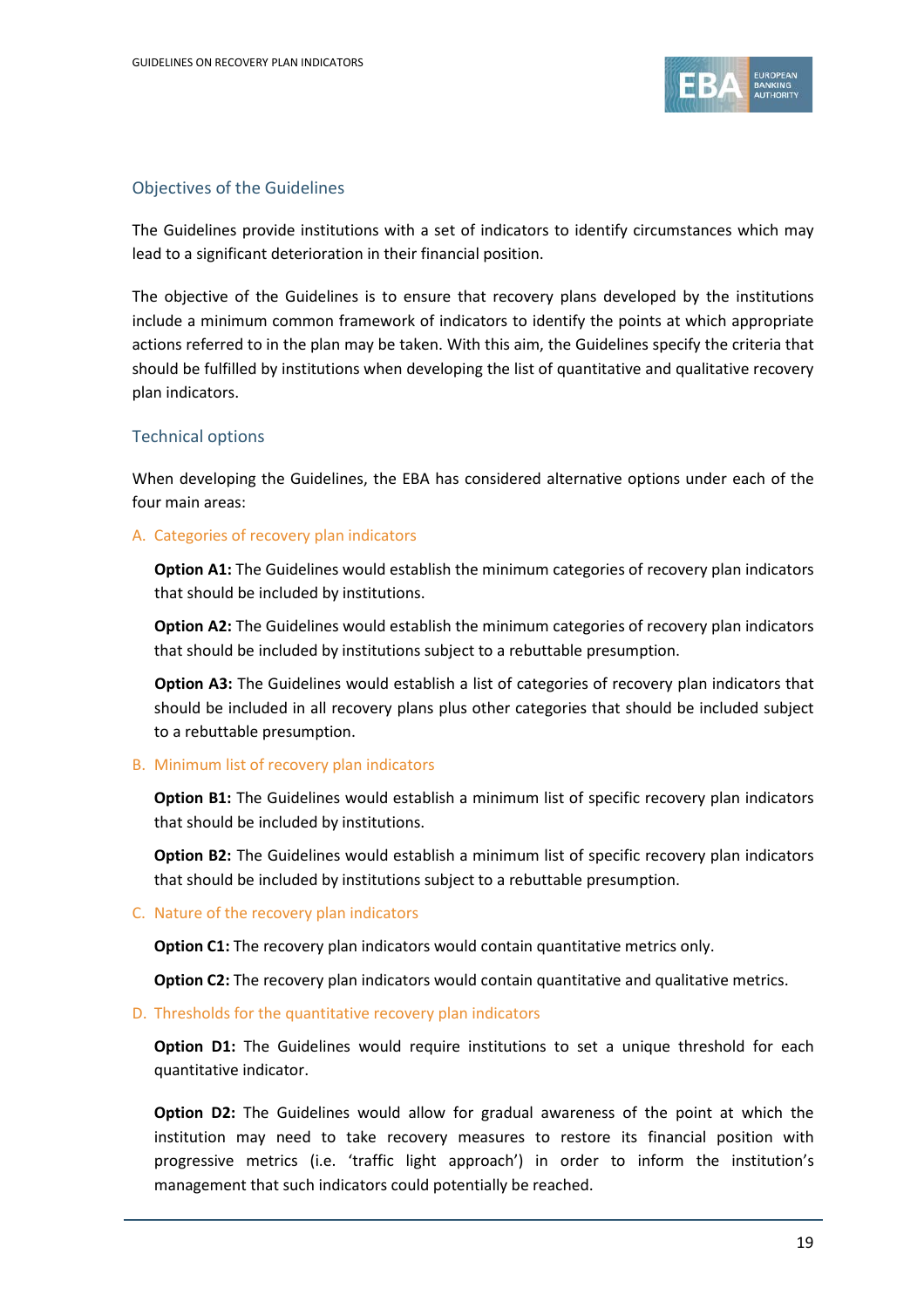## Objectives of the Guidelines

The Guidelines provide institutions with a set of indicators to identify circumstances which may lead to a significant deterioration in their financial position.

The objective of the Guidelines is to ensure that recovery plans developed by the institutions include a minimum common framework of indicators to identify the points at which appropriate actions referred to in the plan may be taken. With this aim, the Guidelines specify the criteria that should be fulfilled by institutions when developing the list of quantitative and qualitative recovery plan indicators.

## Technical options

When developing the Guidelines, the EBA has considered alternative options under each of the four main areas:

### A. Categories of recovery plan indicators

**Option A1:** The Guidelines would establish the minimum categories of recovery plan indicators that should be included by institutions.

**Option A2:** The Guidelines would establish the minimum categories of recovery plan indicators that should be included by institutions subject to a rebuttable presumption.

**Option A3:** The Guidelines would establish a list of categories of recovery plan indicators that should be included in all recovery plans plus other categories that should be included subject to a rebuttable presumption.

### B. Minimum list of recovery plan indicators

**Option B1:** The Guidelines would establish a minimum list of specific recovery plan indicators that should be included by institutions.

**Option B2:** The Guidelines would establish a minimum list of specific recovery plan indicators that should be included by institutions subject to a rebuttable presumption.

### C. Nature of the recovery plan indicators

**Option C1:** The recovery plan indicators would contain quantitative metrics only.

**Option C2:** The recovery plan indicators would contain quantitative and qualitative metrics.

### D. Thresholds for the quantitative recovery plan indicators

**Option D1:** The Guidelines would require institutions to set a unique threshold for each quantitative indicator.

**Option D2:** The Guidelines would allow for gradual awareness of the point at which the institution may need to take recovery measures to restore its financial position with progressive metrics (i.e. 'traffic light approach') in order to inform the institution's management that such indicators could potentially be reached.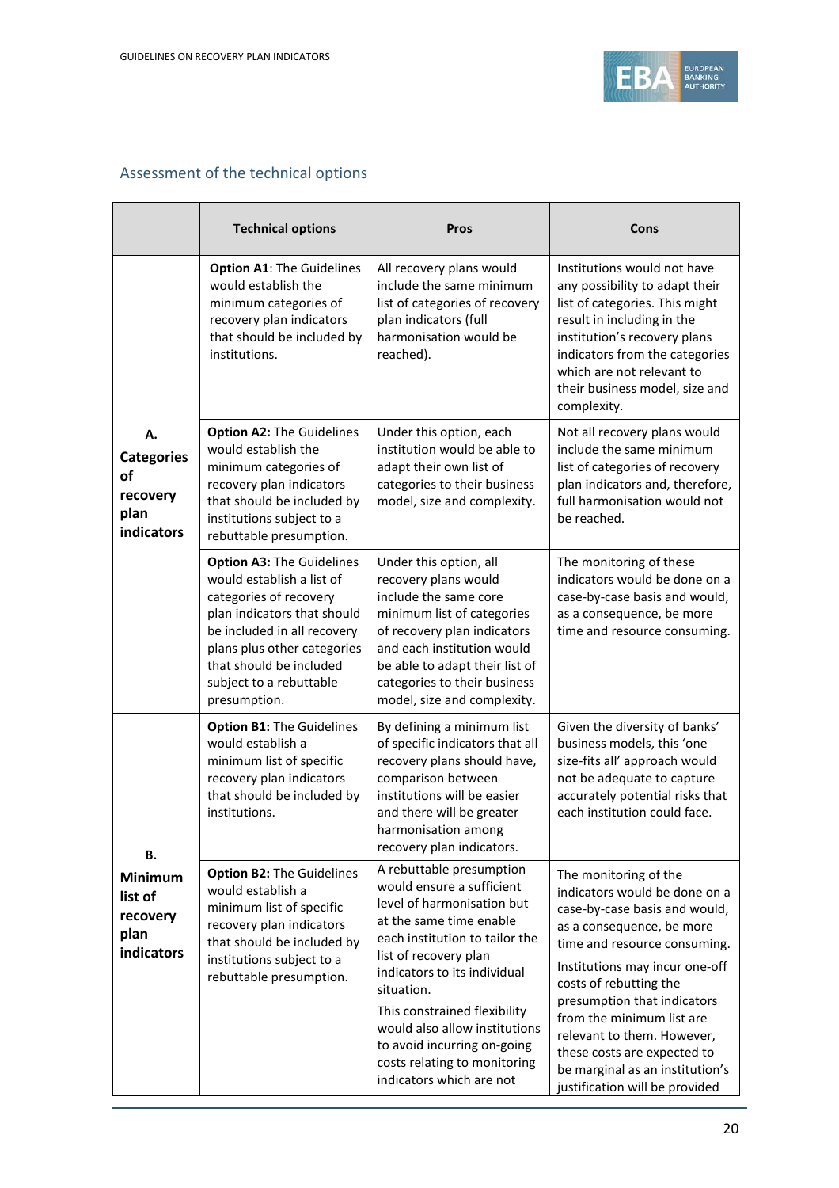## Assessment of the technical options

| | Technical options | Pros | Cons |
|---|---|---|---|
| **A. Categories of recovery plan indicators** | **Option A1**: The Guidelines would establish the minimum categories of recovery plan indicators that should be included by institutions. | All recovery plans would include the same minimum list of categories of recovery plan indicators (full harmonisation would be reached). | Institutions would not have any possibility to adapt their list of categories. This might result in including in the institution's recovery plans indicators from the categories which are not relevant to their business model, size and complexity. |
| | **Option A2:** The Guidelines would establish the minimum categories of recovery plan indicators that should be included by institutions subject to a rebuttable presumption. | Under this option, each institution would be able to adapt their own list of categories to their business model, size and complexity. | Not all recovery plans would include the same minimum list of categories of recovery plan indicators and, therefore, full harmonisation would not be reached. |
| | **Option A3:** The Guidelines would establish a list of categories of recovery plan indicators that should be included in all recovery plans plus other categories that should be included subject to a rebuttable presumption. | Under this option, all recovery plans would include the same core minimum list of categories of recovery plan indicators and each institution would be able to adapt their list of categories to their business model, size and complexity. | The monitoring of these indicators would be done on a case-by-case basis and would, as a consequence, be more time and resource consuming. |
| **B. Minimum list of recovery plan indicators** | **Option B1:** The Guidelines would establish a minimum list of specific recovery plan indicators that should be included by institutions. | By defining a minimum list of specific indicators that all recovery plans should have, comparison between institutions will be easier and there will be greater harmonisation among recovery plan indicators. | Given the diversity of banks' business models, this 'one size-fits all' approach would not be adequate to capture accurately potential risks that each institution could face. |
| | **Option B2:** The Guidelines would establish a minimum list of specific recovery plan indicators that should be included by institutions subject to a rebuttable presumption. | A rebuttable presumption would ensure a sufficient level of harmonisation but at the same time enable each institution to tailor the list of recovery plan indicators to its individual situation.<br><br>This constrained flexibility would also allow institutions to avoid incurring on-going costs relating to monitoring indicators which are not | The monitoring of the indicators would be done on a case-by-case basis and would, as a consequence, be more time and resource consuming.<br><br>Institutions may incur one-off costs of rebutting the presumption that indicators from the minimum list are relevant to them. However, these costs are expected to be marginal as an institution's justification will be provided |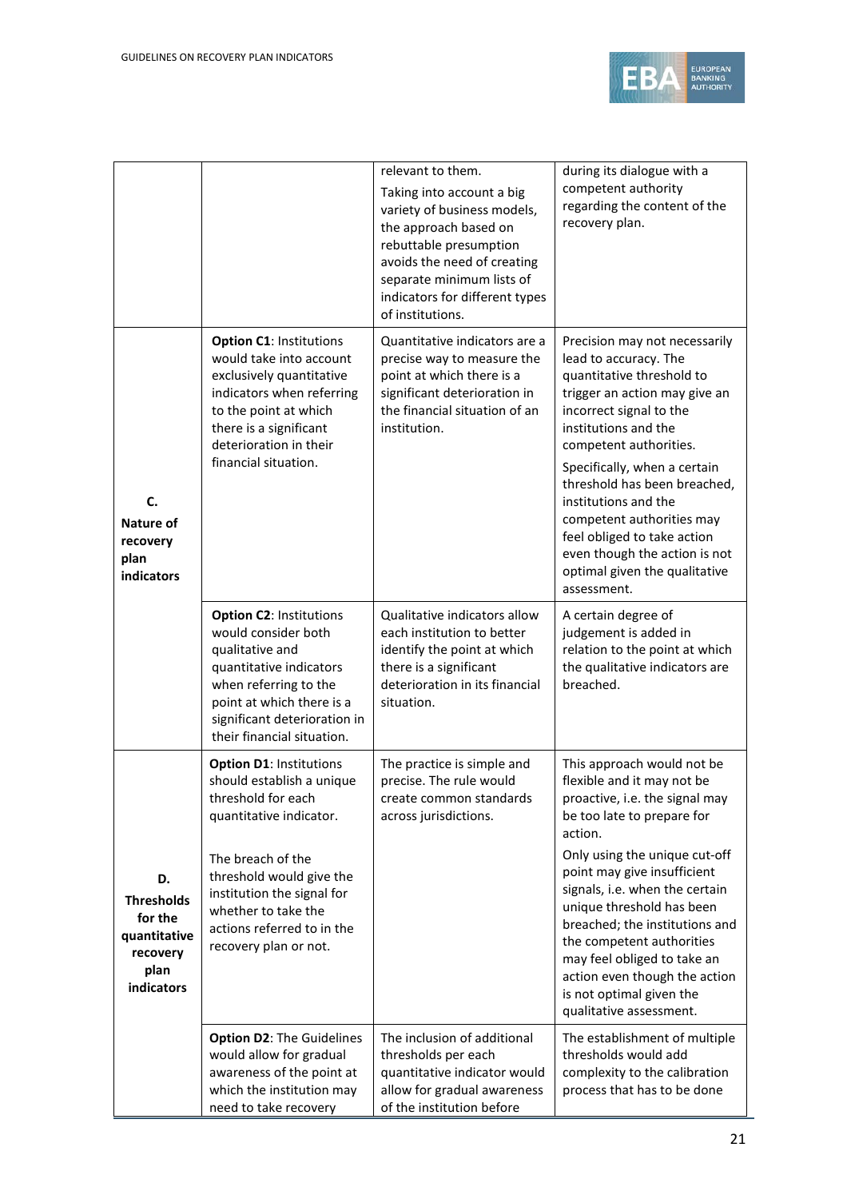| | | | |
|---|---|---|---|
| | | relevant to them.<br>Taking into account a big variety of business models, the approach based on rebuttable presumption avoids the need of creating separate minimum lists of indicators for different types of institutions. | during its dialogue with a competent authority regarding the content of the recovery plan. |
| **C. Nature of recovery plan indicators** | **Option C1**: Institutions would take into account exclusively quantitative indicators when referring to the point at which there is a significant deterioration in their financial situation. | Quantitative indicators are a precise way to measure the point at which there is a significant deterioration in the financial situation of an institution. | Precision may not necessarily lead to accuracy. The quantitative threshold to trigger an action may give an incorrect signal to the institutions and the competent authorities.<br>Specifically, when a certain threshold has been breached, institutions and the competent authorities may feel obliged to take action even though the action is not optimal given the qualitative assessment. |
| | **Option C2**: Institutions would consider both qualitative and quantitative indicators when referring to the point at which there is a significant deterioration in their financial situation. | Qualitative indicators allow each institution to better identify the point at which there is a significant deterioration in its financial situation. | A certain degree of judgement is added in relation to the point at which the qualitative indicators are breached. |
| **D. Thresholds for the quantitative recovery plan indicators** | **Option D1**: Institutions should establish a unique threshold for each quantitative indicator.<br><br>The breach of the threshold would give the institution the signal for whether to take the actions referred to in the recovery plan or not. | The practice is simple and precise. The rule would create common standards across jurisdictions. | This approach would not be flexible and it may not be proactive, i.e. the signal may be too late to prepare for action.<br>Only using the unique cut-off point may give insufficient signals, i.e. when the certain unique threshold has been breached; the institutions and the competent authorities may feel obliged to take an action even though the action is not optimal given the qualitative assessment. |
| | **Option D2**: The Guidelines would allow for gradual awareness of the point at which the institution may need to take recovery | The inclusion of additional thresholds per each quantitative indicator would allow for gradual awareness of the institution before | The establishment of multiple thresholds would add complexity to the calibration process that has to be done |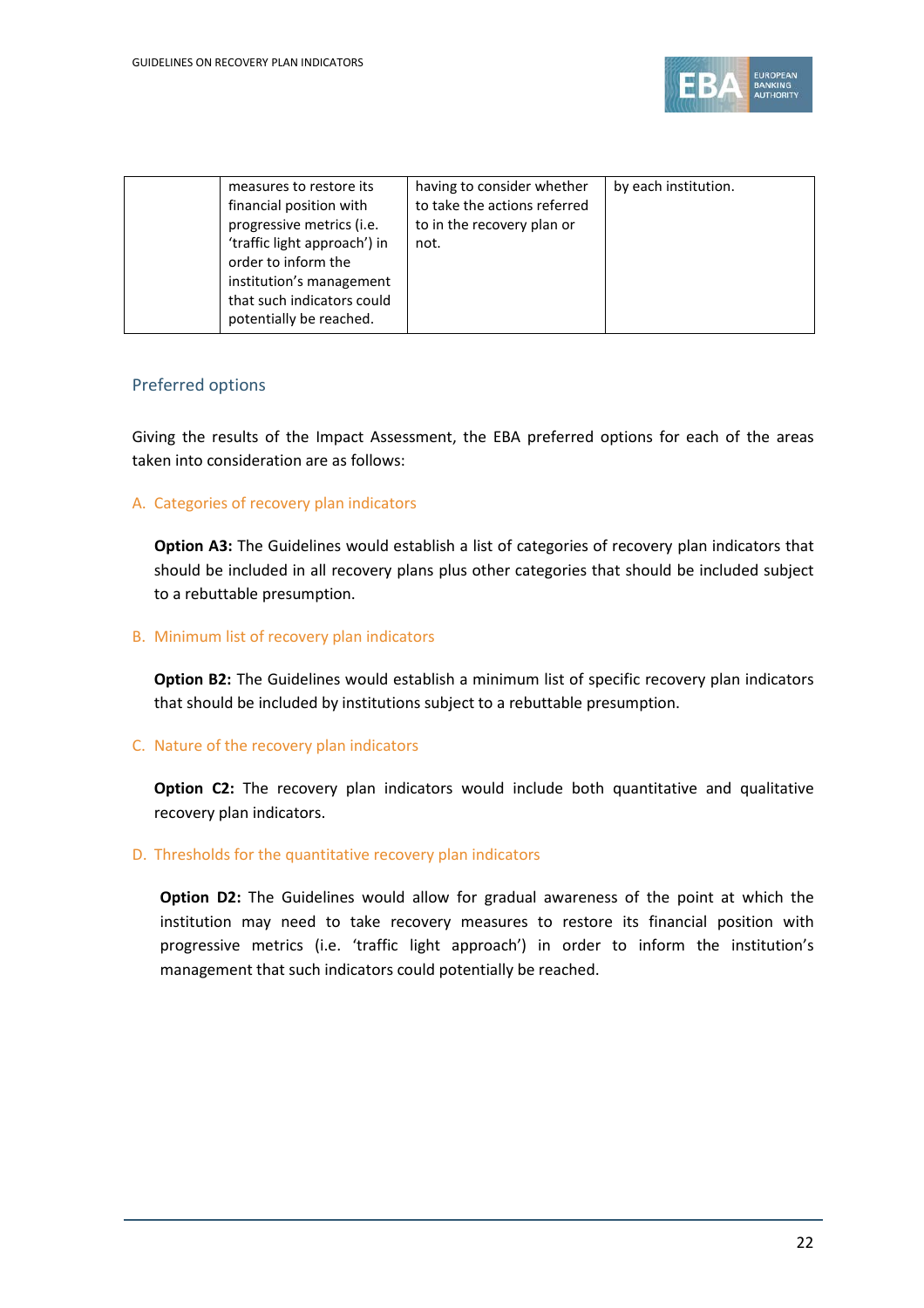| | measures to restore its financial position with progressive metrics (i.e. 'traffic light approach') in order to inform the institution's management that such indicators could potentially be reached. | having to consider whether to take the actions referred to in the recovery plan or not. | by each institution. |
|---|---|---|---|

## Preferred options

Giving the results of the Impact Assessment, the EBA preferred options for each of the areas taken into consideration are as follows:

### A. Categories of recovery plan indicators

**Option A3:** The Guidelines would establish a list of categories of recovery plan indicators that should be included in all recovery plans plus other categories that should be included subject to a rebuttable presumption.

### B. Minimum list of recovery plan indicators

**Option B2:** The Guidelines would establish a minimum list of specific recovery plan indicators that should be included by institutions subject to a rebuttable presumption.

### C. Nature of the recovery plan indicators

**Option C2:** The recovery plan indicators would include both quantitative and qualitative recovery plan indicators.

### D. Thresholds for the quantitative recovery plan indicators

**Option D2:** The Guidelines would allow for gradual awareness of the point at which the institution may need to take recovery measures to restore its financial position with progressive metrics (i.e. 'traffic light approach') in order to inform the institution's management that such indicators could potentially be reached.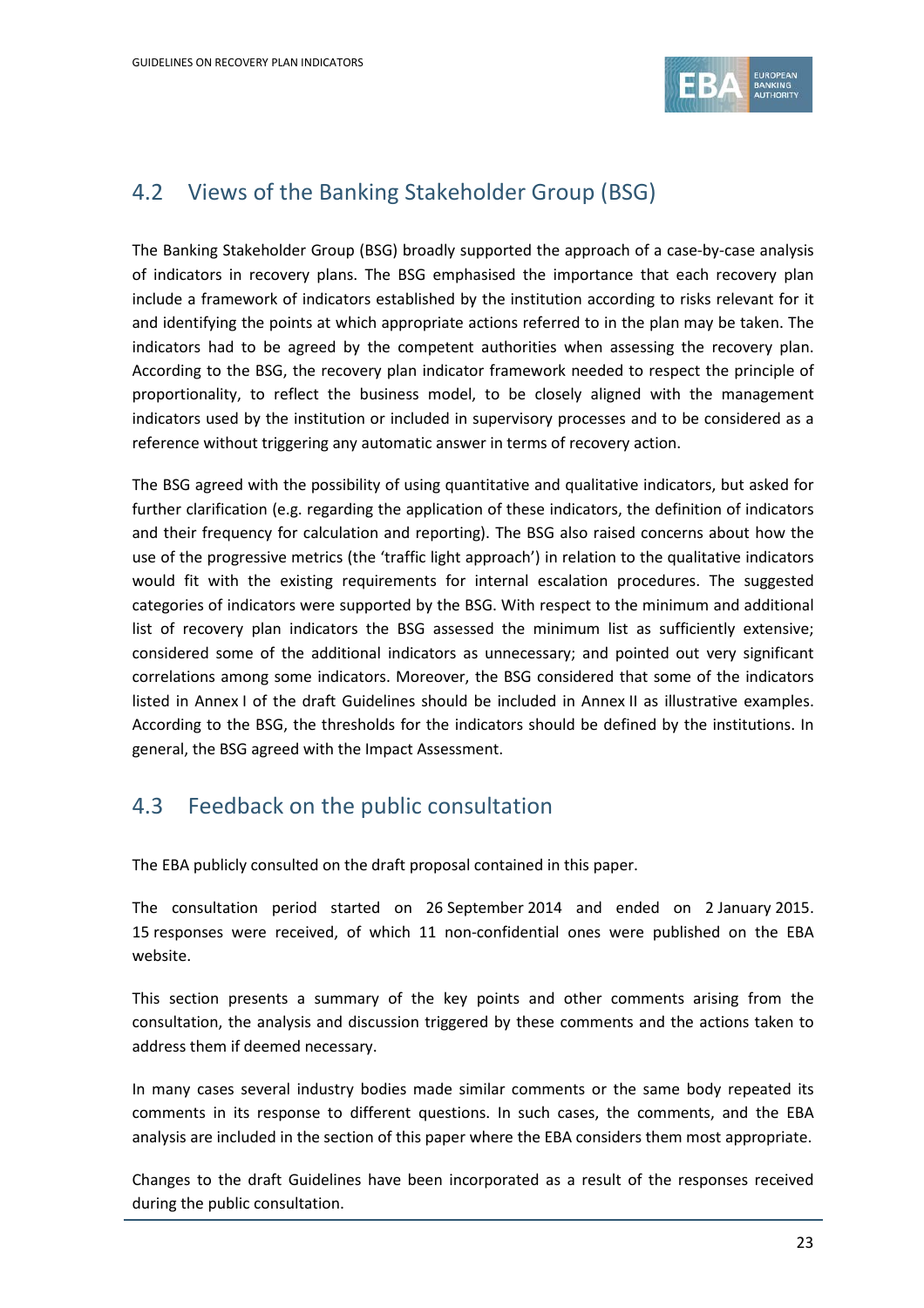## 4.2 Views of the Banking Stakeholder Group (BSG)

The Banking Stakeholder Group (BSG) broadly supported the approach of a case-by-case analysis of indicators in recovery plans. The BSG emphasised the importance that each recovery plan include a framework of indicators established by the institution according to risks relevant for it and identifying the points at which appropriate actions referred to in the plan may be taken. The indicators had to be agreed by the competent authorities when assessing the recovery plan. According to the BSG, the recovery plan indicator framework needed to respect the principle of proportionality, to reflect the business model, to be closely aligned with the management indicators used by the institution or included in supervisory processes and to be considered as a reference without triggering any automatic answer in terms of recovery action.

The BSG agreed with the possibility of using quantitative and qualitative indicators, but asked for further clarification (e.g. regarding the application of these indicators, the definition of indicators and their frequency for calculation and reporting). The BSG also raised concerns about how the use of the progressive metrics (the 'traffic light approach') in relation to the qualitative indicators would fit with the existing requirements for internal escalation procedures. The suggested categories of indicators were supported by the BSG. With respect to the minimum and additional list of recovery plan indicators the BSG assessed the minimum list as sufficiently extensive; considered some of the additional indicators as unnecessary; and pointed out very significant correlations among some indicators. Moreover, the BSG considered that some of the indicators listed in Annex I of the draft Guidelines should be included in Annex II as illustrative examples. According to the BSG, the thresholds for the indicators should be defined by the institutions. In general, the BSG agreed with the Impact Assessment.

## 4.3 Feedback on the public consultation

The EBA publicly consulted on the draft proposal contained in this paper.

The consultation period started on 26 September 2014 and ended on 2 January 2015. 15 responses were received, of which 11 non-confidential ones were published on the EBA website.

This section presents a summary of the key points and other comments arising from the consultation, the analysis and discussion triggered by these comments and the actions taken to address them if deemed necessary.

In many cases several industry bodies made similar comments or the same body repeated its comments in its response to different questions. In such cases, the comments, and the EBA analysis are included in the section of this paper where the EBA considers them most appropriate.

Changes to the draft Guidelines have been incorporated as a result of the responses received during the public consultation.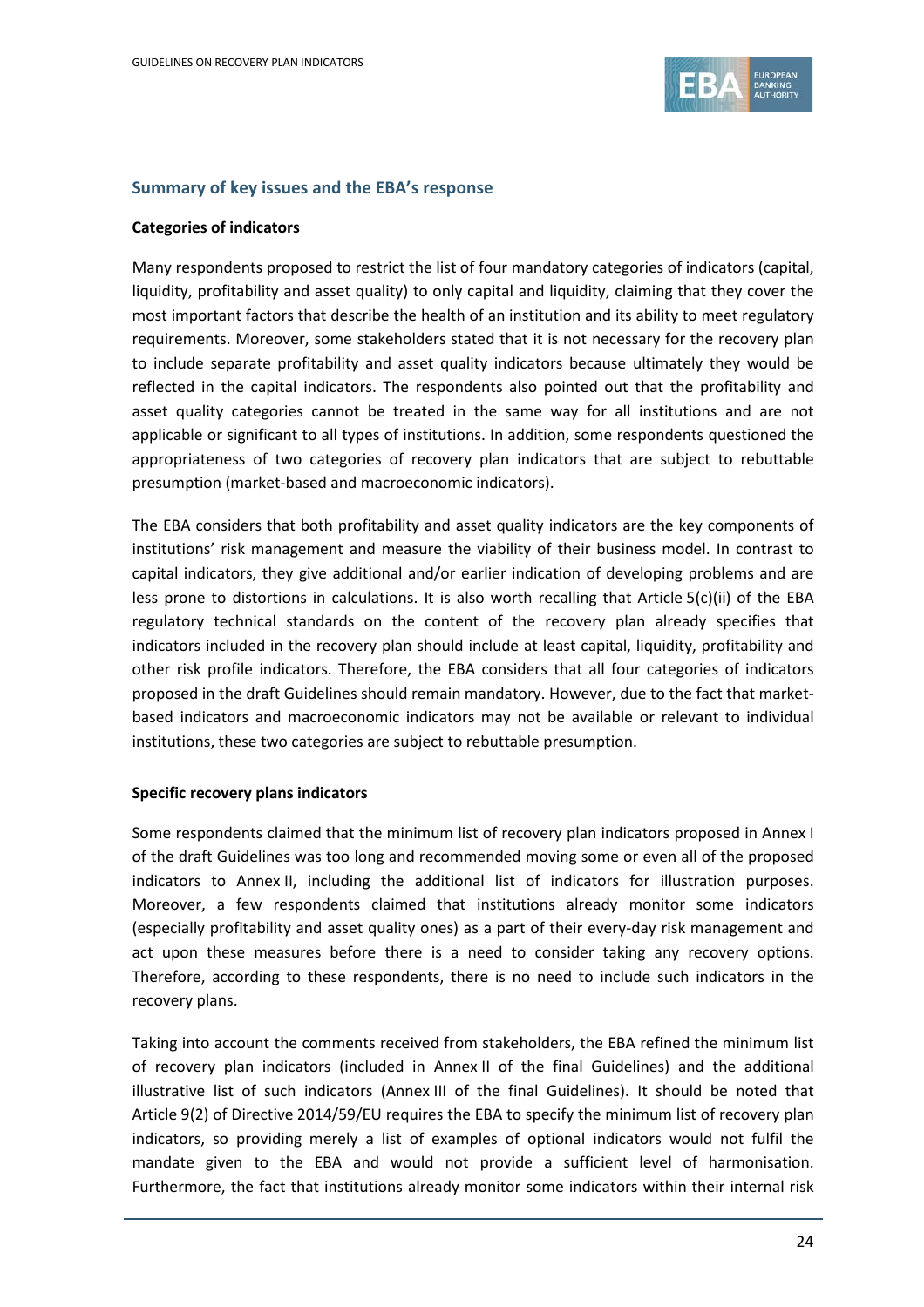### Summary of key issues and the EBA's response

**Categories of indicators**

Many respondents proposed to restrict the list of four mandatory categories of indicators (capital, liquidity, profitability and asset quality) to only capital and liquidity, claiming that they cover the most important factors that describe the health of an institution and its ability to meet regulatory requirements. Moreover, some stakeholders stated that it is not necessary for the recovery plan to include separate profitability and asset quality indicators because ultimately they would be reflected in the capital indicators. The respondents also pointed out that the profitability and asset quality categories cannot be treated in the same way for all institutions and are not applicable or significant to all types of institutions. In addition, some respondents questioned the appropriateness of two categories of recovery plan indicators that are subject to rebuttable presumption (market-based and macroeconomic indicators).

The EBA considers that both profitability and asset quality indicators are the key components of institutions' risk management and measure the viability of their business model. In contrast to capital indicators, they give additional and/or earlier indication of developing problems and are less prone to distortions in calculations. It is also worth recalling that Article 5(c)(ii) of the EBA regulatory technical standards on the content of the recovery plan already specifies that indicators included in the recovery plan should include at least capital, liquidity, profitability and other risk profile indicators. Therefore, the EBA considers that all four categories of indicators proposed in the draft Guidelines should remain mandatory. However, due to the fact that market-based indicators and macroeconomic indicators may not be available or relevant to individual institutions, these two categories are subject to rebuttable presumption.

**Specific recovery plans indicators**

Some respondents claimed that the minimum list of recovery plan indicators proposed in Annex I of the draft Guidelines was too long and recommended moving some or even all of the proposed indicators to Annex II, including the additional list of indicators for illustration purposes. Moreover, a few respondents claimed that institutions already monitor some indicators (especially profitability and asset quality ones) as a part of their every-day risk management and act upon these measures before there is a need to consider taking any recovery options. Therefore, according to these respondents, there is no need to include such indicators in the recovery plans.

Taking into account the comments received from stakeholders, the EBA refined the minimum list of recovery plan indicators (included in Annex II of the final Guidelines) and the additional illustrative list of such indicators (Annex III of the final Guidelines). It should be noted that Article 9(2) of Directive 2014/59/EU requires the EBA to specify the minimum list of recovery plan indicators, so providing merely a list of examples of optional indicators would not fulfil the mandate given to the EBA and would not provide a sufficient level of harmonisation. Furthermore, the fact that institutions already monitor some indicators within their internal risk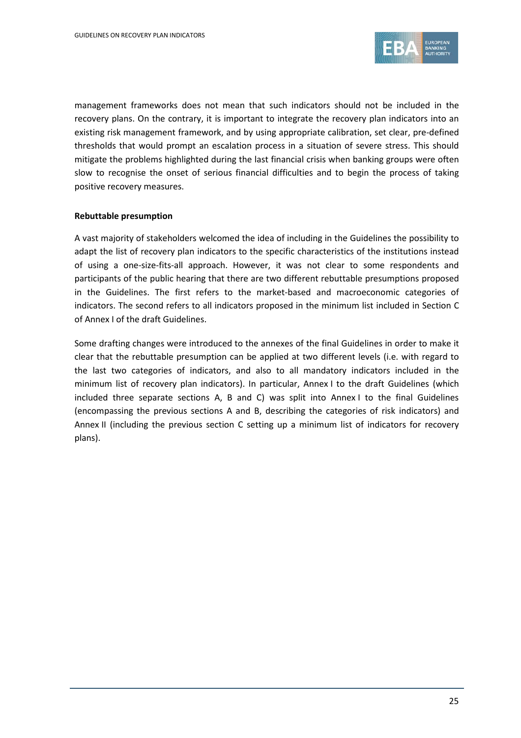management frameworks does not mean that such indicators should not be included in the recovery plans. On the contrary, it is important to integrate the recovery plan indicators into an existing risk management framework, and by using appropriate calibration, set clear, pre-defined thresholds that would prompt an escalation process in a situation of severe stress. This should mitigate the problems highlighted during the last financial crisis when banking groups were often slow to recognise the onset of serious financial difficulties and to begin the process of taking positive recovery measures.

**Rebuttable presumption**

A vast majority of stakeholders welcomed the idea of including in the Guidelines the possibility to adapt the list of recovery plan indicators to the specific characteristics of the institutions instead of using a one-size-fits-all approach. However, it was not clear to some respondents and participants of the public hearing that there are two different rebuttable presumptions proposed in the Guidelines. The first refers to the market-based and macroeconomic categories of indicators. The second refers to all indicators proposed in the minimum list included in Section C of Annex I of the draft Guidelines.

Some drafting changes were introduced to the annexes of the final Guidelines in order to make it clear that the rebuttable presumption can be applied at two different levels (i.e. with regard to the last two categories of indicators, and also to all mandatory indicators included in the minimum list of recovery plan indicators). In particular, Annex I to the draft Guidelines (which included three separate sections A, B and C) was split into Annex I to the final Guidelines (encompassing the previous sections A and B, describing the categories of risk indicators) and Annex II (including the previous section C setting up a minimum list of indicators for recovery plans).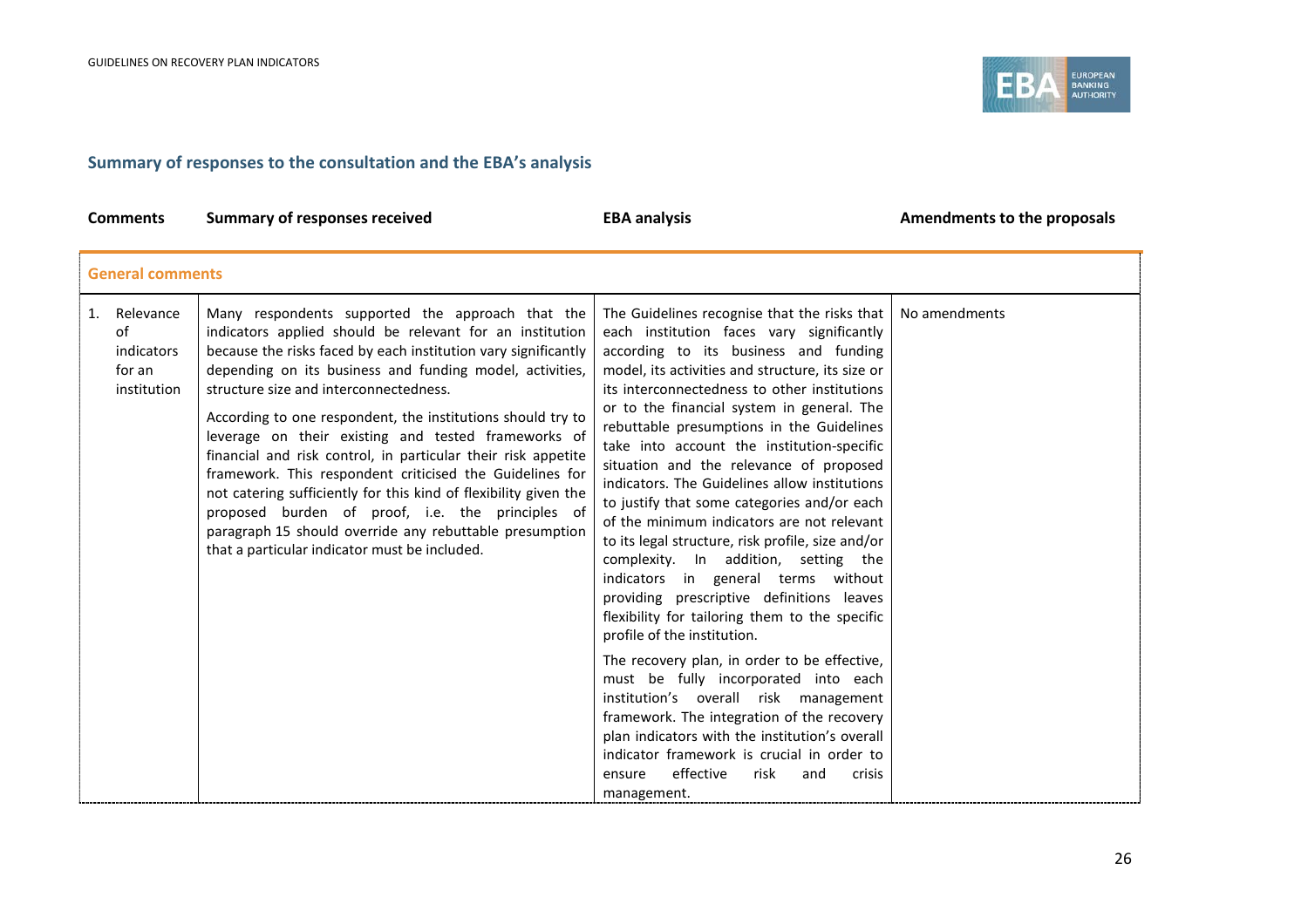## Summary of responses to the consultation and the EBA's analysis

| Comments | Summary of responses received | EBA analysis | Amendments to the proposals |
|---|---|---|---|
| **General comments** | | | |
| 1. Relevance of indicators for an institution | Many respondents supported the approach that the indicators applied should be relevant for an institution because the risks faced by each institution vary significantly depending on its business and funding model, activities, structure size and interconnectedness.<br><br>According to one respondent, the institutions should try to leverage on their existing and tested frameworks of financial and risk control, in particular their risk appetite framework. This respondent criticised the Guidelines for not catering sufficiently for this kind of flexibility given the proposed burden of proof, i.e. the principles of paragraph 15 should override any rebuttable presumption that a particular indicator must be included. | The Guidelines recognise that the risks that each institution faces vary significantly according to its business and funding model, its activities and structure, its size or its interconnectedness to other institutions or to the financial system in general. The rebuttable presumptions in the Guidelines take into account the institution-specific situation and the relevance of proposed indicators. The Guidelines allow institutions to justify that some categories and/or each of the minimum indicators are not relevant to its legal structure, risk profile, size and/or complexity. In addition, setting the indicators in general terms without providing prescriptive definitions leaves flexibility for tailoring them to the specific profile of the institution.<br><br>The recovery plan, in order to be effective, must be fully incorporated into each institution's overall risk management framework. The integration of the recovery plan indicators with the institution's overall indicator framework is crucial in order to ensure effective risk and crisis management. | No amendments |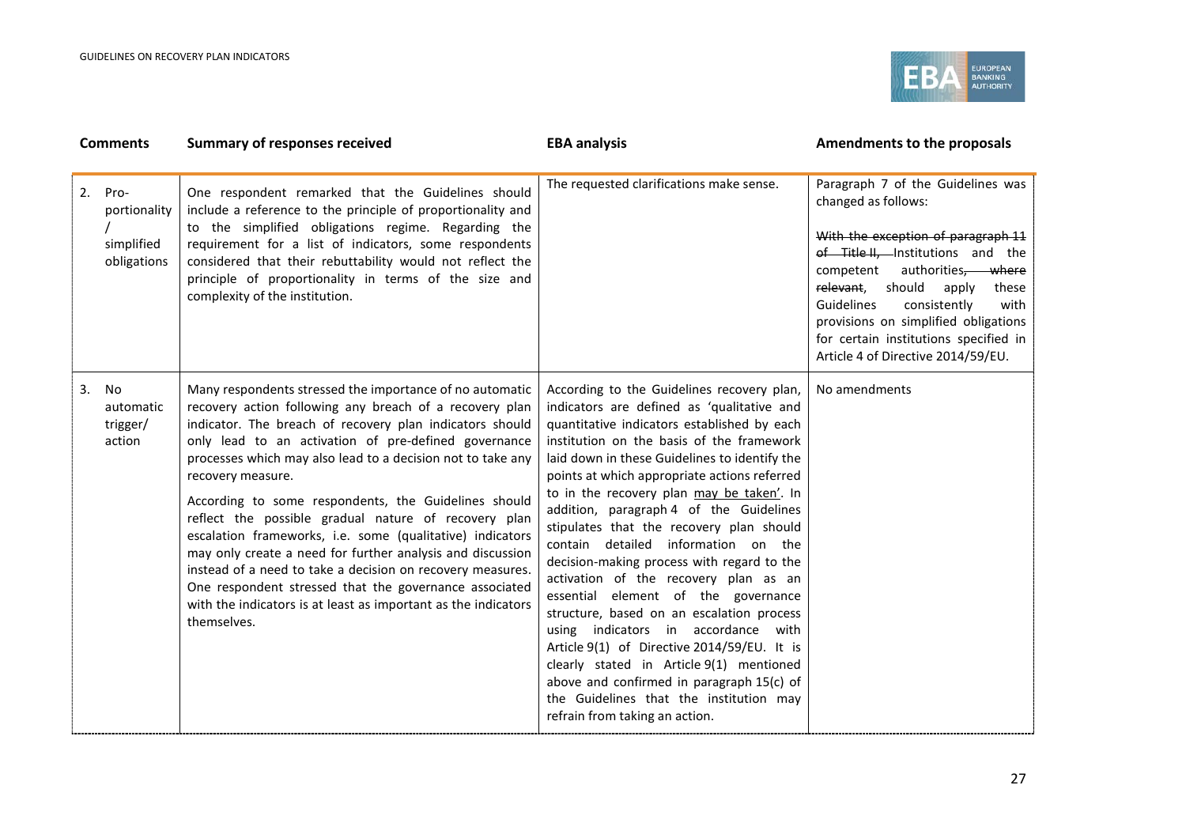| Comments | Summary of responses received | EBA analysis | Amendments to the proposals |
|---|---|---|---|
| 2. Pro-portionality / simplified obligations | One respondent remarked that the Guidelines should include a reference to the principle of proportionality and to the simplified obligations regime. Regarding the requirement for a list of indicators, some respondents considered that their rebuttability would not reflect the principle of proportionality in terms of the size and complexity of the institution. | The requested clarifications make sense. | Paragraph 7 of the Guidelines was changed as follows:<br><br>~~With the exception of paragraph 11 of Title II,~~ Institutions and the competent authorities~~, where relevant~~, should apply these Guidelines consistently with provisions on simplified obligations for certain institutions specified in Article 4 of Directive 2014/59/EU. |
| 3. No automatic trigger/ action | Many respondents stressed the importance of no automatic recovery action following any breach of a recovery plan indicator. The breach of recovery plan indicators should only lead to an activation of pre-defined governance processes which may also lead to a decision not to take any recovery measure.<br><br>According to some respondents, the Guidelines should reflect the possible gradual nature of recovery plan escalation frameworks, i.e. some (qualitative) indicators may only create a need for further analysis and discussion instead of a need to take a decision on recovery measures. One respondent stressed that the governance associated with the indicators is at least as important as the indicators themselves. | According to the Guidelines recovery plan, indicators are defined as 'qualitative and quantitative indicators established by each institution on the basis of the framework laid down in these Guidelines to identify the points at which appropriate actions referred to in the recovery plan <u>may be taken</u>'. In addition, paragraph 4 of the Guidelines stipulates that the recovery plan should contain detailed information on the decision-making process with regard to the activation of the recovery plan as an essential element of the governance structure, based on an escalation process using indicators in accordance with Article 9(1) of Directive 2014/59/EU. It is clearly stated in Article 9(1) mentioned above and confirmed in paragraph 15(c) of the Guidelines that the institution may refrain from taking an action. | No amendments |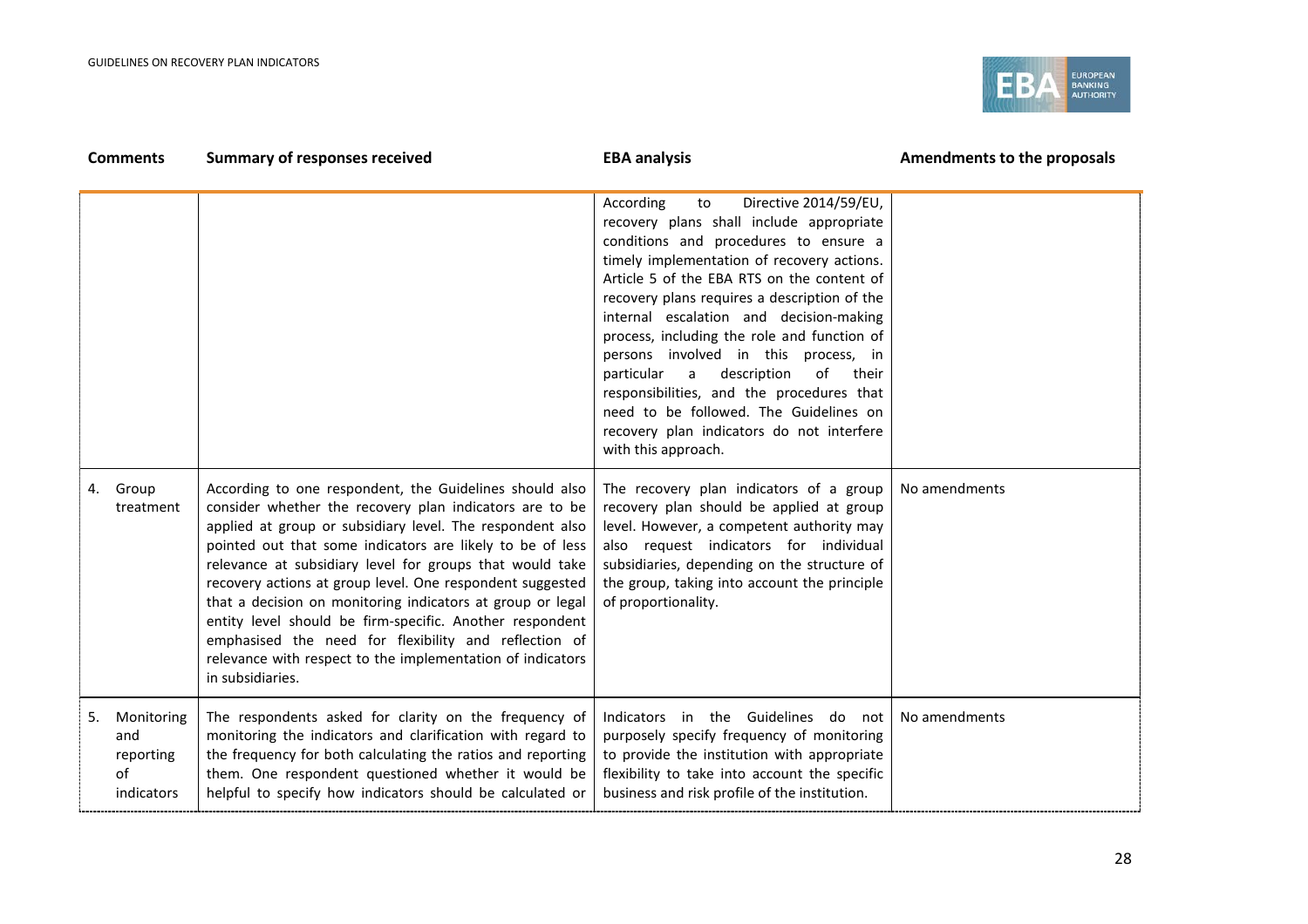| Comments | Summary of responses received | EBA analysis | Amendments to the proposals |
|---|---|---|---|
| | | According to Directive 2014/59/EU, recovery plans shall include appropriate conditions and procedures to ensure a timely implementation of recovery actions. Article 5 of the EBA RTS on the content of recovery plans requires a description of the internal escalation and decision-making process, including the role and function of persons involved in this process, in particular a description of their responsibilities, and the procedures that need to be followed. The Guidelines on recovery plan indicators do not interfere with this approach. | |
| 4. Group treatment | According to one respondent, the Guidelines should also consider whether the recovery plan indicators are to be applied at group or subsidiary level. The respondent also pointed out that some indicators are likely to be of less relevance at subsidiary level for groups that would take recovery actions at group level. One respondent suggested that a decision on monitoring indicators at group or legal entity level should be firm-specific. Another respondent emphasised the need for flexibility and reflection of relevance with respect to the implementation of indicators in subsidiaries. | The recovery plan indicators of a group recovery plan should be applied at group level. However, a competent authority may also request indicators for individual subsidiaries, depending on the structure of the group, taking into account the principle of proportionality. | No amendments |
| 5. Monitoring and reporting of indicators | The respondents asked for clarity on the frequency of monitoring the indicators and clarification with regard to the frequency for both calculating the ratios and reporting them. One respondent questioned whether it would be helpful to specify how indicators should be calculated or | Indicators in the Guidelines do not purposely specify frequency of monitoring to provide the institution with appropriate flexibility to take into account the specific business and risk profile of the institution. | No amendments |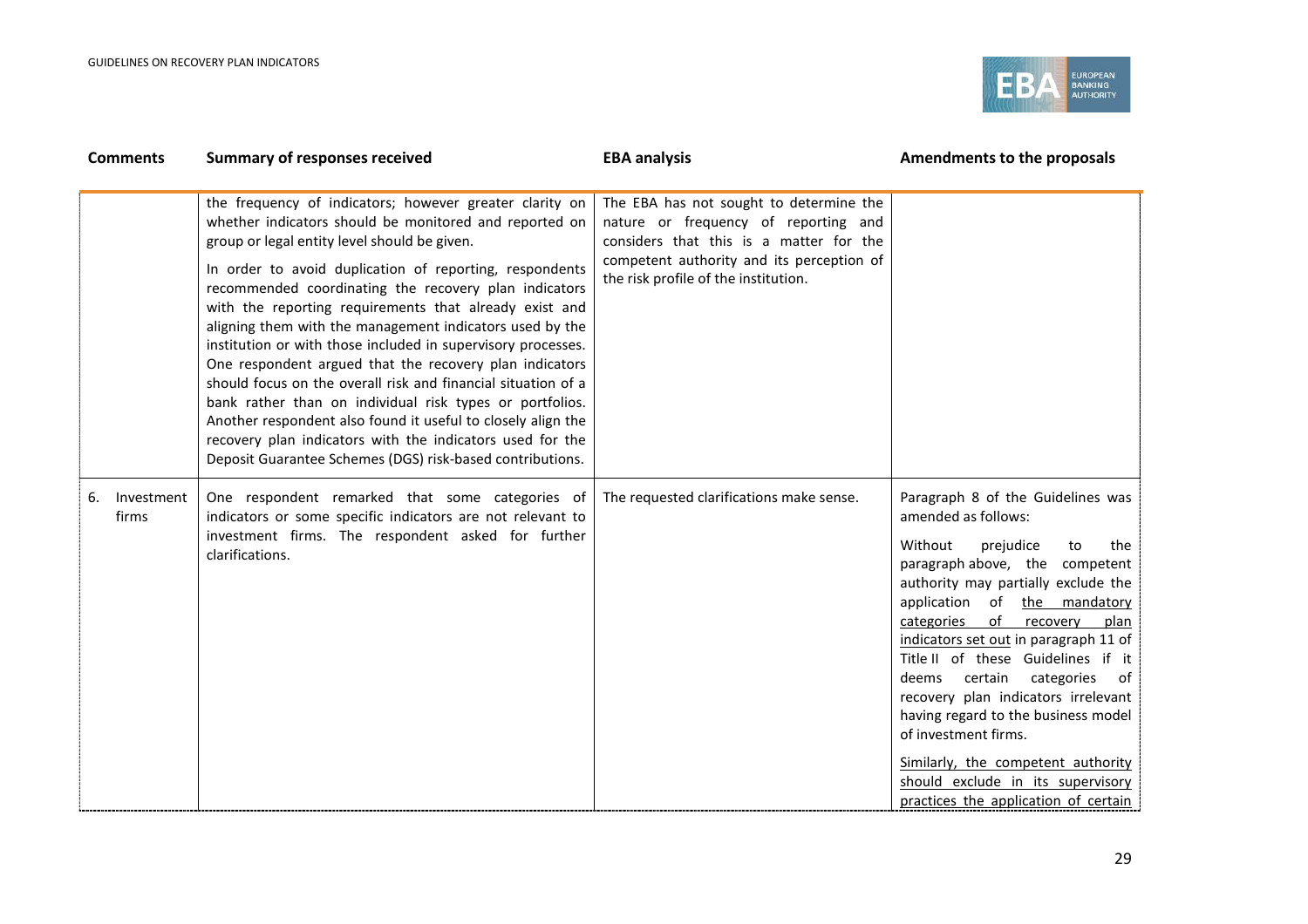| Comments | Summary of responses received | EBA analysis | Amendments to the proposals |
|---|---|---|---|
| | the frequency of indicators; however greater clarity on whether indicators should be monitored and reported on group or legal entity level should be given.<br><br>In order to avoid duplication of reporting, respondents recommended coordinating the recovery plan indicators with the reporting requirements that already exist and aligning them with the management indicators used by the institution or with those included in supervisory processes. One respondent argued that the recovery plan indicators should focus on the overall risk and financial situation of a bank rather than on individual risk types or portfolios. Another respondent also found it useful to closely align the recovery plan indicators with the indicators used for the Deposit Guarantee Schemes (DGS) risk-based contributions. | The EBA has not sought to determine the nature or frequency of reporting and considers that this is a matter for the competent authority and its perception of the risk profile of the institution. | |
| 6. Investment firms | One respondent remarked that some categories of indicators or some specific indicators are not relevant to investment firms. The respondent asked for further clarifications. | The requested clarifications make sense. | Paragraph 8 of the Guidelines was amended as follows:<br><br>Without prejudice to the paragraph above, the competent authority may partially exclude the application of <u>the mandatory categories of recovery plan indicators set out</u> in paragraph 11 of Title II of these Guidelines if it deems certain categories of recovery plan indicators irrelevant having regard to the business model of investment firms.<br><br><u>Similarly, the competent authority should exclude in its supervisory practices the application of certain</u> |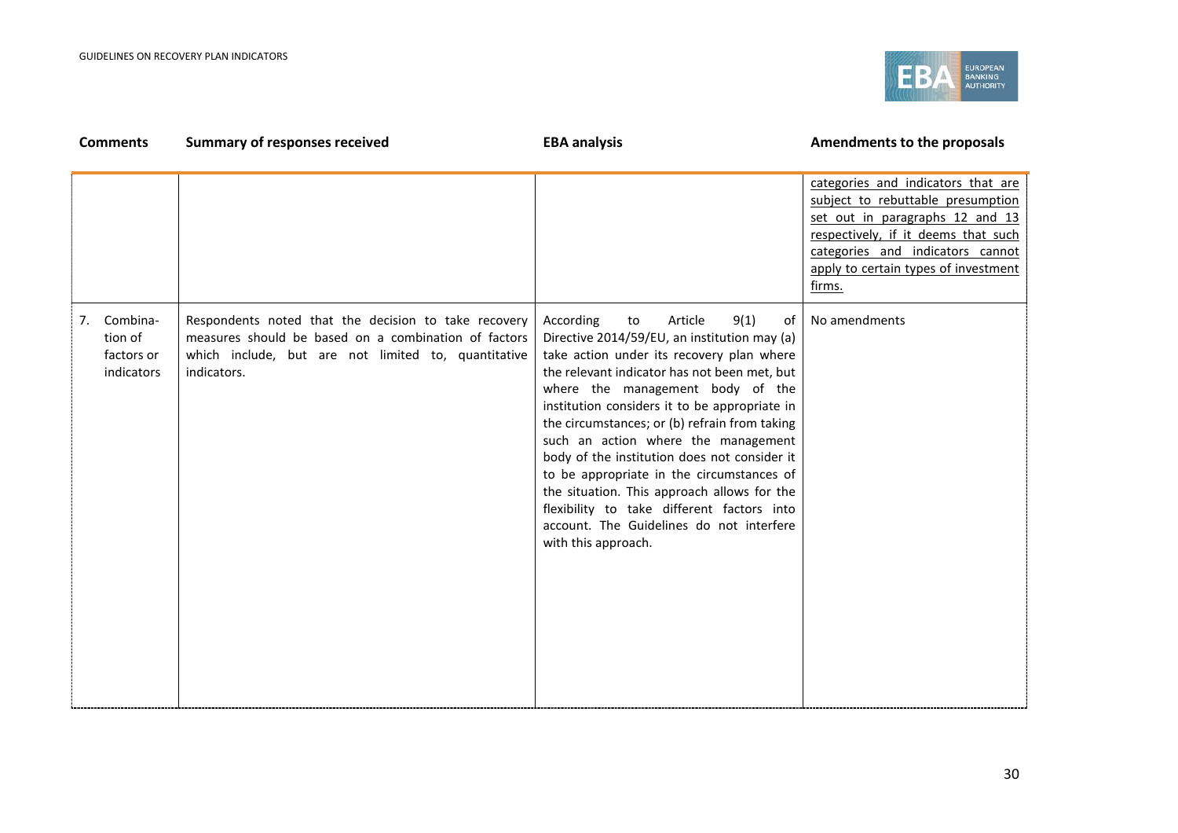| Comments | Summary of responses received | EBA analysis | Amendments to the proposals |
|---|---|---|---|
| | | | categories and indicators that are subject to rebuttable presumption set out in paragraphs 12 and 13 respectively, if it deems that such categories and indicators cannot apply to certain types of investment firms. |
| 7. Combination of factors or indicators | Respondents noted that the decision to take recovery measures should be based on a combination of factors which include, but are not limited to, quantitative indicators. | According to Article 9(1) of Directive 2014/59/EU, an institution may (a) take action under its recovery plan where the relevant indicator has not been met, but where the management body of the institution considers it to be appropriate in the circumstances; or (b) refrain from taking such an action where the management body of the institution does not consider it to be appropriate in the circumstances of the situation. This approach allows for the flexibility to take different factors into account. The Guidelines do not interfere with this approach. | No amendments |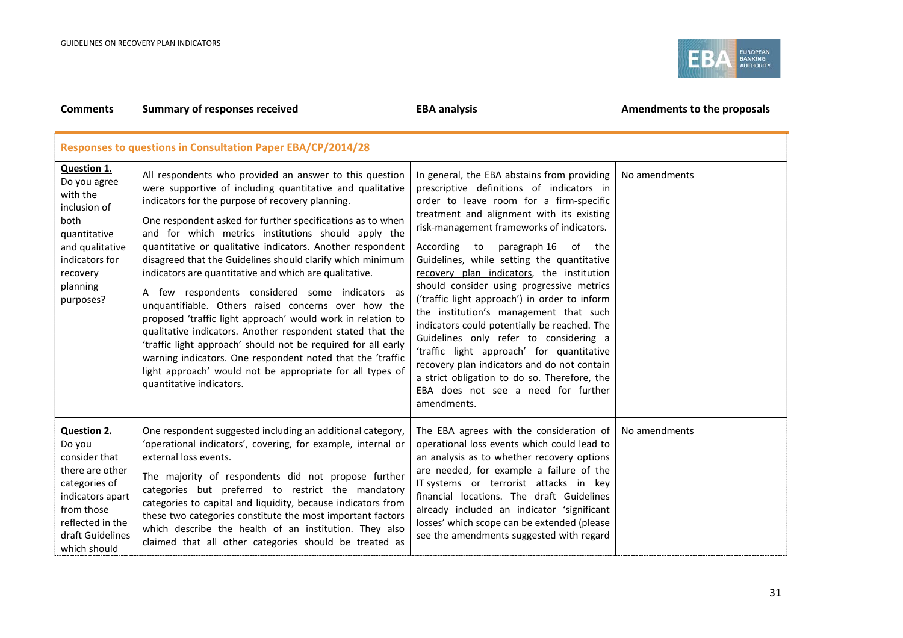| Comments | Summary of responses received | EBA analysis | Amendments to the proposals |
|---|---|---|---|
| **Responses to questions in Consultation Paper EBA/CP/2014/28** | | | |
| **Question 1.** Do you agree with the inclusion of both quantitative and qualitative indicators for recovery planning purposes? | All respondents who provided an answer to this question were supportive of including quantitative and qualitative indicators for the purpose of recovery planning.<br><br>One respondent asked for further specifications as to when and for which metrics institutions should apply the quantitative or qualitative indicators. Another respondent disagreed that the Guidelines should clarify which minimum indicators are quantitative and which are qualitative.<br><br>A few respondents considered some indicators as unquantifiable. Others raised concerns over how the proposed 'traffic light approach' would work in relation to qualitative indicators. Another respondent stated that the 'traffic light approach' should not be required for all early warning indicators. One respondent noted that the 'traffic light approach' would not be appropriate for all types of quantitative indicators. | In general, the EBA abstains from providing prescriptive definitions of indicators in order to leave room for a firm-specific treatment and alignment with its existing risk-management frameworks of indicators.<br><br>According to paragraph 16 of the Guidelines, while setting the quantitative recovery plan indicators, the institution should consider using progressive metrics ('traffic light approach') in order to inform the institution's management that such indicators could potentially be reached. The Guidelines only refer to considering a 'traffic light approach' for quantitative recovery plan indicators and do not contain a strict obligation to do so. Therefore, the EBA does not see a need for further amendments. | No amendments |
| **Question 2.** Do you consider that there are other categories of indicators apart from those reflected in the draft Guidelines which should | One respondent suggested including an additional category, 'operational indicators', covering, for example, internal or external loss events.<br><br>The majority of respondents did not propose further categories but preferred to restrict the mandatory categories to capital and liquidity, because indicators from these two categories constitute the most important factors which describe the health of an institution. They also claimed that all other categories should be treated as | The EBA agrees with the consideration of operational loss events which could lead to an analysis as to whether recovery options are needed, for example a failure of the IT systems or terrorist attacks in key financial locations. The draft Guidelines already included an indicator 'significant losses' which scope can be extended (please see the amendments suggested with regard | No amendments |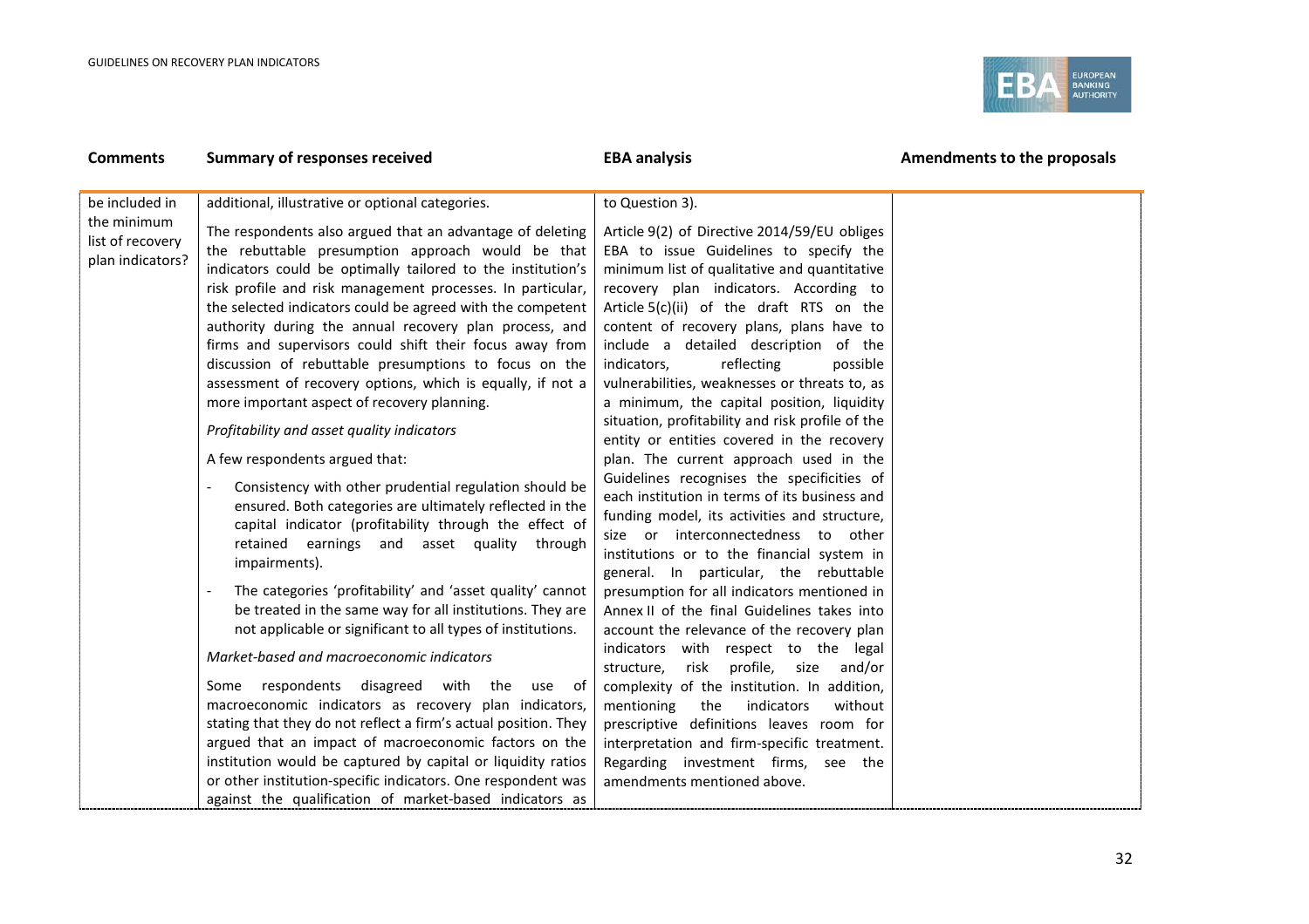| Comments | Summary of responses received | EBA analysis | Amendments to the proposals |
|---|---|---|---|
| be included in the minimum list of recovery plan indicators? | additional, illustrative or optional categories.<br><br>The respondents also argued that an advantage of deleting the rebuttable presumption approach would be that indicators could be optimally tailored to the institution's risk profile and risk management processes. In particular, the selected indicators could be agreed with the competent authority during the annual recovery plan process, and firms and supervisors could shift their focus away from discussion of rebuttable presumptions to focus on the assessment of recovery options, which is equally, if not a more important aspect of recovery planning.<br><br>*Profitability and asset quality indicators*<br><br>A few respondents argued that:<br><br>- Consistency with other prudential regulation should be ensured. Both categories are ultimately reflected in the capital indicator (profitability through the effect of retained earnings and asset quality through impairments).<br>- The categories 'profitability' and 'asset quality' cannot be treated in the same way for all institutions. They are not applicable or significant to all types of institutions.<br><br>*Market-based and macroeconomic indicators*<br><br>Some respondents disagreed with the use of macroeconomic indicators as recovery plan indicators, stating that they do not reflect a firm's actual position. They argued that an impact of macroeconomic factors on the institution would be captured by capital or liquidity ratios or other institution-specific indicators. One respondent was against the qualification of market-based indicators as | to Question 3).<br><br>Article 9(2) of Directive 2014/59/EU obliges EBA to issue Guidelines to specify the minimum list of qualitative and quantitative recovery plan indicators. According to Article 5(c)(ii) of the draft RTS on the content of recovery plans, plans have to include a detailed description of the indicators, reflecting possible vulnerabilities, weaknesses or threats to, as a minimum, the capital position, liquidity situation, profitability and risk profile of the entity or entities covered in the recovery plan. The current approach used in the Guidelines recognises the specificities of each institution in terms of its business and funding model, its activities and structure, size or interconnectedness to other institutions or to the financial system in general. In particular, the rebuttable presumption for all indicators mentioned in Annex II of the final Guidelines takes into account the relevance of the recovery plan indicators with respect to the legal structure, risk profile, size and/or complexity of the institution. In addition, mentioning the indicators without prescriptive definitions leaves room for interpretation and firm-specific treatment. Regarding investment firms, see the amendments mentioned above. | |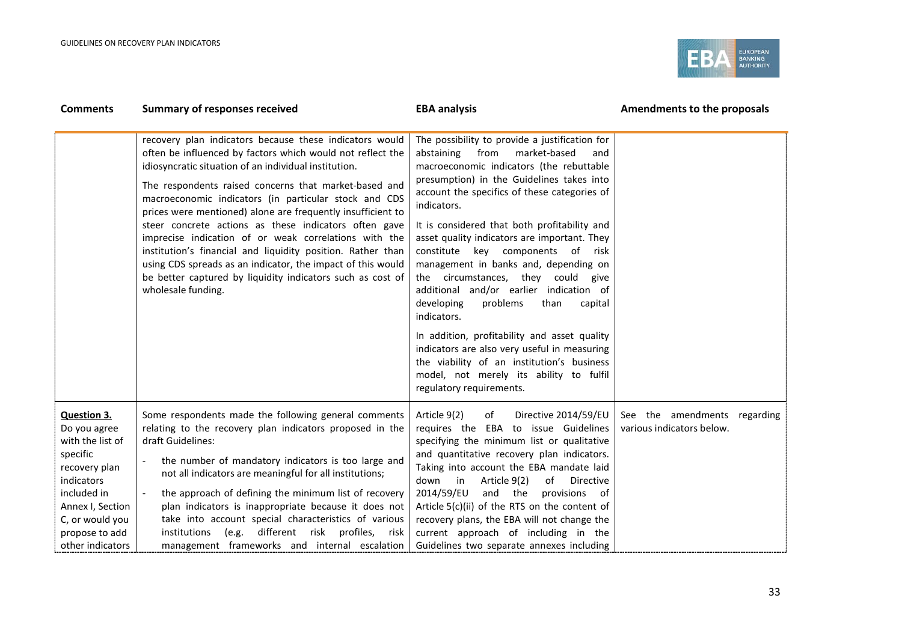| Comments | Summary of responses received | EBA analysis | Amendments to the proposals |
| --- | --- | --- | --- |
| | recovery plan indicators because these indicators would often be influenced by factors which would not reflect the idiosyncratic situation of an individual institution.<br><br>The respondents raised concerns that market-based and macroeconomic indicators (in particular stock and CDS prices were mentioned) alone are frequently insufficient to steer concrete actions as these indicators often gave imprecise indication of or weak correlations with the institution's financial and liquidity position. Rather than using CDS spreads as an indicator, the impact of this would be better captured by liquidity indicators such as cost of wholesale funding. | The possibility to provide a justification for abstaining from market-based and macroeconomic indicators (the rebuttable presumption) in the Guidelines takes into account the specifics of these categories of indicators.<br><br>It is considered that both profitability and asset quality indicators are important. They constitute key components of risk management in banks and, depending on the circumstances, they could give additional and/or earlier indication of developing problems than capital indicators.<br><br>In addition, profitability and asset quality indicators are also very useful in measuring the viability of an institution's business model, not merely its ability to fulfil regulatory requirements. | |
| **Question 3.** Do you agree with the list of specific recovery plan indicators included in Annex I, Section C, or would you propose to add other indicators | Some respondents made the following general comments relating to the recovery plan indicators proposed in the draft Guidelines:<br><br>- the number of mandatory indicators is too large and not all indicators are meaningful for all institutions;<br>- the approach of defining the minimum list of recovery plan indicators is inappropriate because it does not take into account special characteristics of various institutions (e.g. different risk profiles, risk management frameworks and internal escalation | Article 9(2) of Directive 2014/59/EU requires the EBA to issue Guidelines specifying the minimum list or qualitative and quantitative recovery plan indicators. Taking into account the EBA mandate laid down in Article 9(2) of Directive 2014/59/EU and the provisions of Article 5(c)(ii) of the RTS on the content of recovery plans, the EBA will not change the current approach of including in the Guidelines two separate annexes including | See the amendments regarding various indicators below. |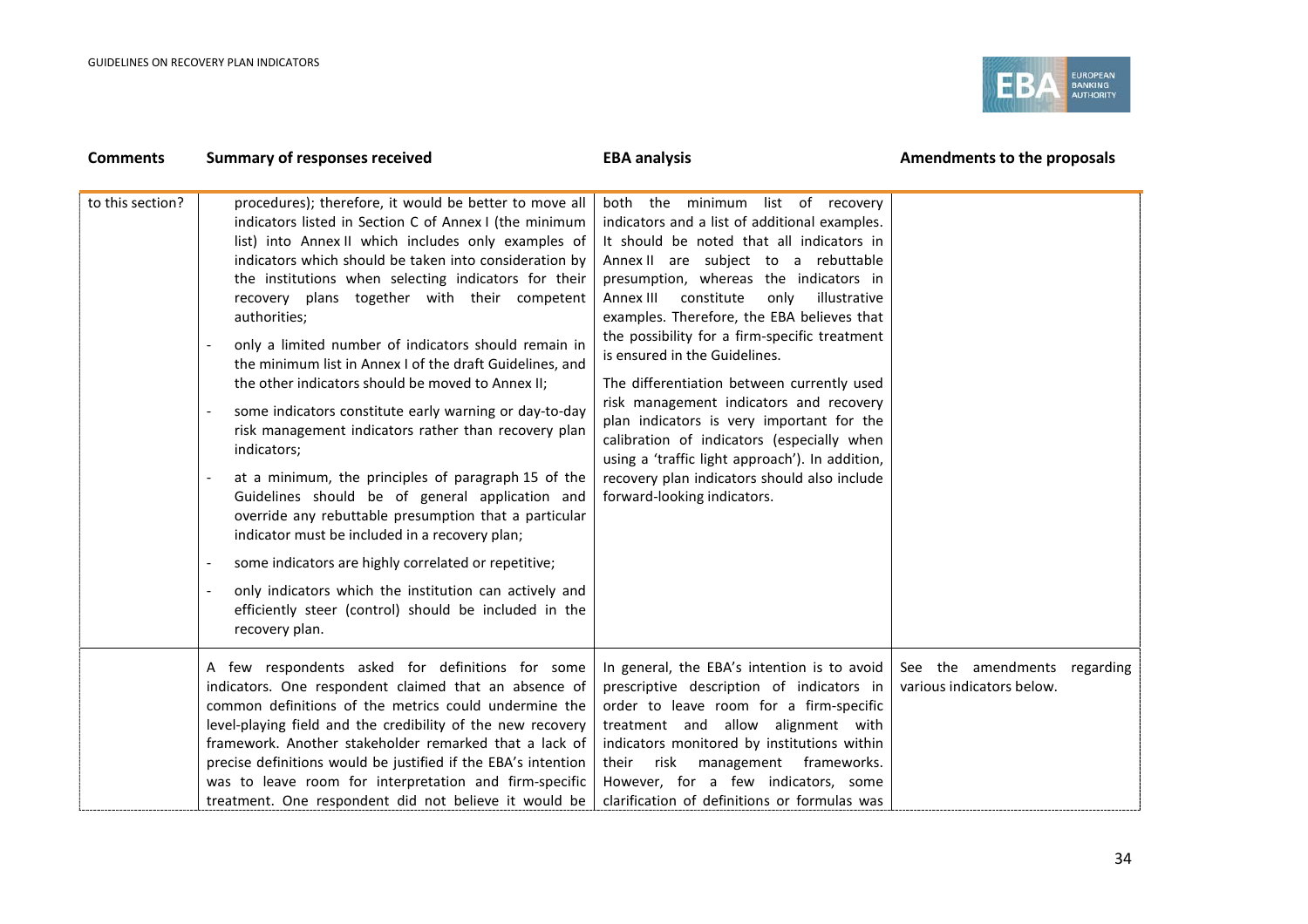| Comments | Summary of responses received | EBA analysis | Amendments to the proposals |
|---|---|---|---|
| to this section? | procedures); therefore, it would be better to move all indicators listed in Section C of Annex I (the minimum list) into Annex II which includes only examples of indicators which should be taken into consideration by the institutions when selecting indicators for their recovery plans together with their competent authorities;<br>- only a limited number of indicators should remain in the minimum list in Annex I of the draft Guidelines, and the other indicators should be moved to Annex II;<br>- some indicators constitute early warning or day-to-day risk management indicators rather than recovery plan indicators;<br>- at a minimum, the principles of paragraph 15 of the Guidelines should be of general application and override any rebuttable presumption that a particular indicator must be included in a recovery plan;<br>- some indicators are highly correlated or repetitive;<br>- only indicators which the institution can actively and efficiently steer (control) should be included in the recovery plan. | both the minimum list of recovery indicators and a list of additional examples. It should be noted that all indicators in Annex II are subject to a rebuttable presumption, whereas the indicators in Annex III constitute only illustrative examples. Therefore, the EBA believes that the possibility for a firm-specific treatment is ensured in the Guidelines.<br><br>The differentiation between currently used risk management indicators and recovery plan indicators is very important for the calibration of indicators (especially when using a 'traffic light approach'). In addition, recovery plan indicators should also include forward-looking indicators. | |
| | A few respondents asked for definitions for some indicators. One respondent claimed that an absence of common definitions of the metrics could undermine the level-playing field and the credibility of the new recovery framework. Another stakeholder remarked that a lack of precise definitions would be justified if the EBA's intention was to leave room for interpretation and firm-specific treatment. One respondent did not believe it would be | In general, the EBA's intention is to avoid prescriptive description of indicators in order to leave room for a firm-specific treatment and allow alignment with indicators monitored by institutions within their risk management frameworks. However, for a few indicators, some clarification of definitions or formulas was | See the amendments regarding various indicators below. |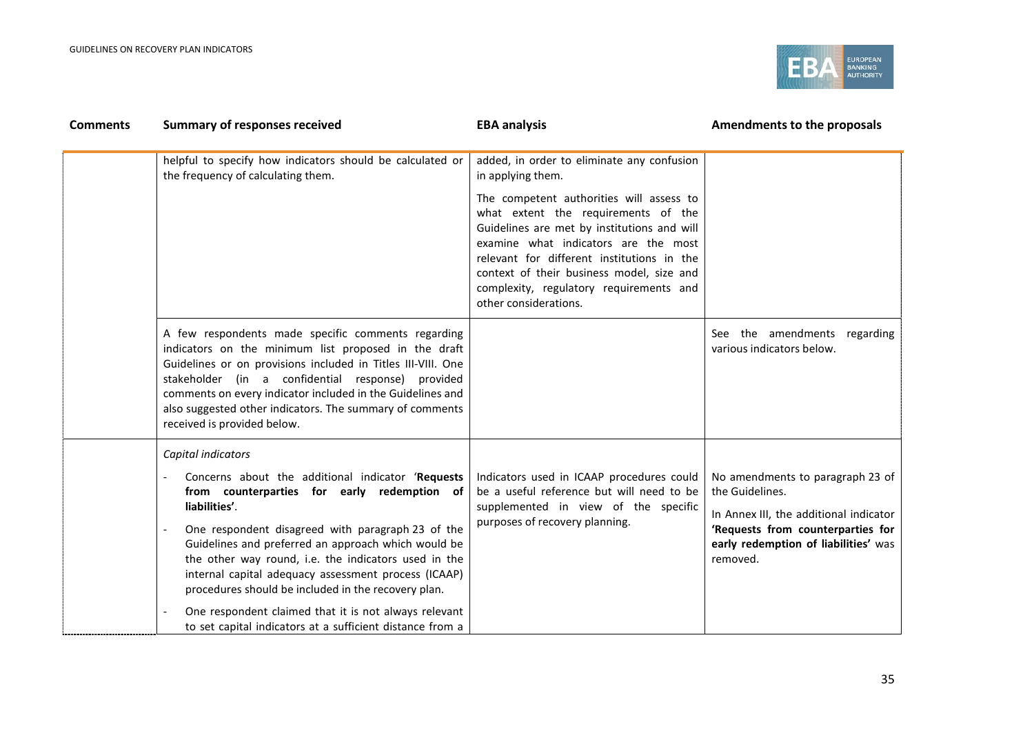| Comments | Summary of responses received | EBA analysis | Amendments to the proposals |
|---|---|---|---|
| | helpful to specify how indicators should be calculated or the frequency of calculating them. | added, in order to eliminate any confusion in applying them.<br><br>The competent authorities will assess to what extent the requirements of the Guidelines are met by institutions and will examine what indicators are the most relevant for different institutions in the context of their business model, size and complexity, regulatory requirements and other considerations. | |
| | A few respondents made specific comments regarding indicators on the minimum list proposed in the draft Guidelines or on provisions included in Titles III-VIII. One stakeholder (in a confidential response) provided comments on every indicator included in the Guidelines and also suggested other indicators. The summary of comments received is provided below. | | See the amendments regarding various indicators below. |
| | *Capital indicators*<br><br>- Concerns about the additional indicator '**Requests from counterparties for early redemption of liabilities**'.<br>- One respondent disagreed with paragraph 23 of the Guidelines and preferred an approach which would be the other way round, i.e. the indicators used in the internal capital adequacy assessment process (ICAAP) procedures should be included in the recovery plan.<br>- One respondent claimed that it is not always relevant to set capital indicators at a sufficient distance from a | Indicators used in ICAAP procedures could be a useful reference but will need to be supplemented in view of the specific purposes of recovery planning. | No amendments to paragraph 23 of the Guidelines.<br><br>In Annex III, the additional indicator '**Requests from counterparties for early redemption of liabilities**' was removed. |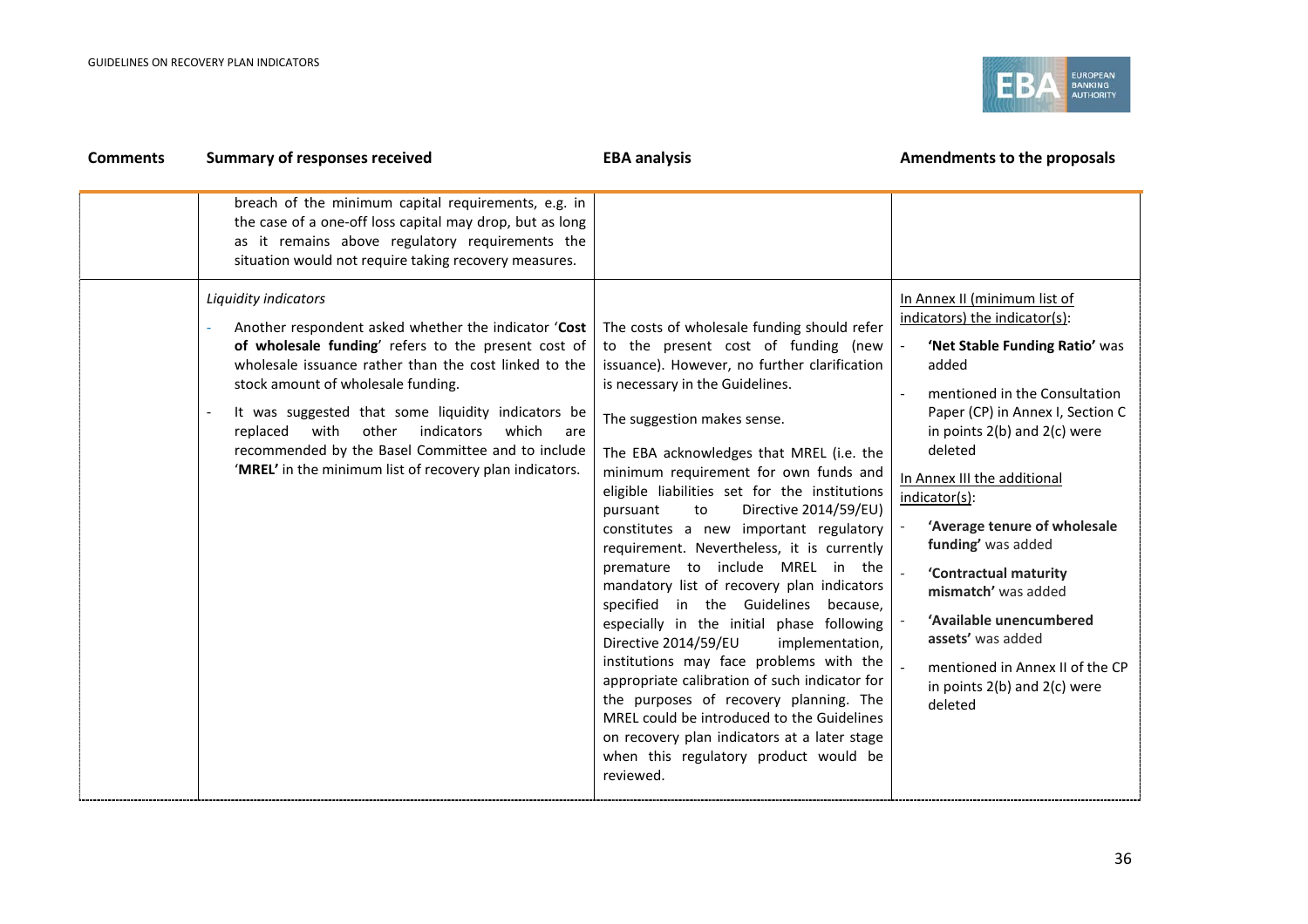| Comments | Summary of responses received | EBA analysis | Amendments to the proposals |
|---|---|---|---|
| | breach of the minimum capital requirements, e.g. in the case of a one-off loss capital may drop, but as long as it remains above regulatory requirements the situation would not require taking recovery measures. | | |
| | *Liquidity indicators*<br><br>- Another respondent asked whether the indicator '**Cost of wholesale funding**' refers to the present cost of wholesale issuance rather than the cost linked to the stock amount of wholesale funding.<br><br>- It was suggested that some liquidity indicators be replaced with other indicators which are recommended by the Basel Committee and to include '**MREL**' in the minimum list of recovery plan indicators. | The costs of wholesale funding should refer to the present cost of funding (new issuance). However, no further clarification is necessary in the Guidelines.<br><br>The suggestion makes sense.<br><br>The EBA acknowledges that MREL (i.e. the minimum requirement for own funds and eligible liabilities set for the institutions pursuant to Directive 2014/59/EU) constitutes a new important regulatory requirement. Nevertheless, it is currently premature to include MREL in the mandatory list of recovery plan indicators specified in the Guidelines because, especially in the initial phase following Directive 2014/59/EU implementation, institutions may face problems with the appropriate calibration of such indicator for the purposes of recovery planning. The MREL could be introduced to the Guidelines on recovery plan indicators at a later stage when this regulatory product would be reviewed. | In Annex II (minimum list of indicators) the indicator(s):<br><br>- **'Net Stable Funding Ratio'** was added<br><br>- mentioned in the Consultation Paper (CP) in Annex I, Section C in points 2(b) and 2(c) were deleted<br><br>In Annex III the additional indicator(s):<br><br>- **'Average tenure of wholesale funding'** was added<br><br>- **'Contractual maturity mismatch'** was added<br><br>- **'Available unencumbered assets'** was added<br><br>- mentioned in Annex II of the CP in points 2(b) and 2(c) were deleted |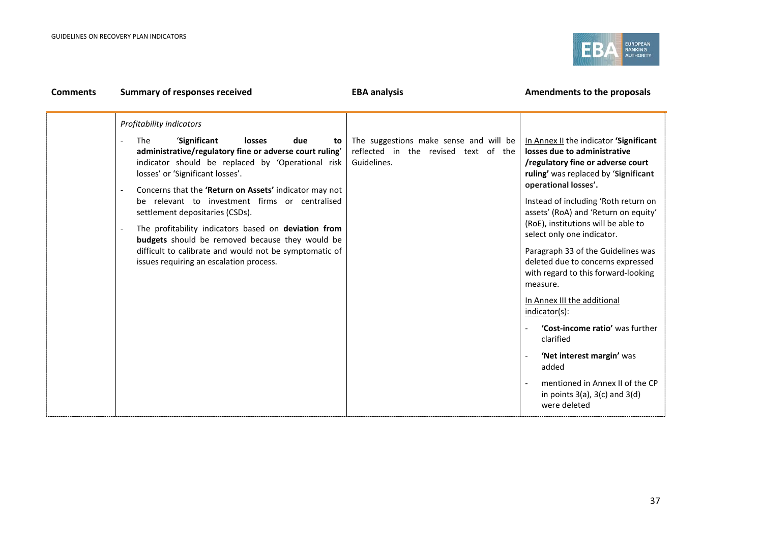| Comments | Summary of responses received | EBA analysis | Amendments to the proposals |
|---|---|---|---|
| | *Profitability indicators*<br><br>- The '**Significant losses due to administrative/regulatory fine or adverse court ruling**' indicator should be replaced by 'Operational risk losses' or 'Significant losses'.<br>- Concerns that the **'Return on Assets'** indicator may not be relevant to investment firms or centralised settlement depositaries (CSDs).<br>- The profitability indicators based on **deviation from budgets** should be removed because they would be difficult to calibrate and would not be symptomatic of issues requiring an escalation process. | The suggestions make sense and will be reflected in the revised text of the Guidelines. | In Annex II the indicator **'Significant losses due to administrative /regulatory fine or adverse court ruling'** was replaced by '**Significant operational losses'.**<br><br>Instead of including 'Roth return on assets' (RoA) and 'Return on equity' (RoE), institutions will be able to select only one indicator.<br><br>Paragraph 33 of the Guidelines was deleted due to concerns expressed with regard to this forward-looking measure.<br><br>In Annex III the additional indicator(s):<br><br>- **'Cost-income ratio'** was further clarified<br>- **'Net interest margin'** was added<br>- mentioned in Annex II of the CP in points 3(a), 3(c) and 3(d) were deleted |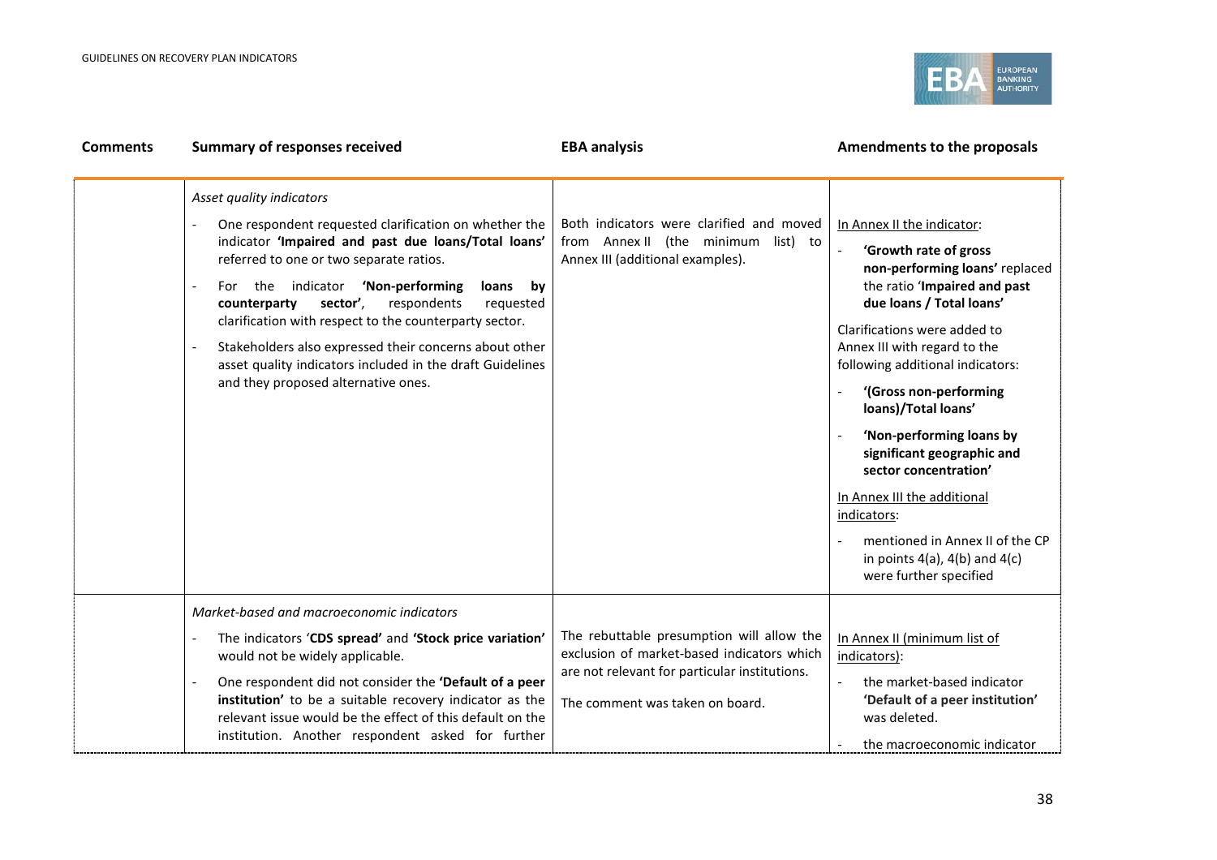| Comments | Summary of responses received | EBA analysis | Amendments to the proposals |
|---|---|---|---|
| | *Asset quality indicators*<br>- One respondent requested clarification on whether the indicator **'Impaired and past due loans/Total loans'** referred to one or two separate ratios.<br>- For the indicator **'Non-performing loans by counterparty sector'**, respondents requested clarification with respect to the counterparty sector.<br>- Stakeholders also expressed their concerns about other asset quality indicators included in the draft Guidelines and they proposed alternative ones. | Both indicators were clarified and moved from Annex II (the minimum list) to Annex III (additional examples). | In Annex II the indicator:<br>- **'Growth rate of gross non-performing loans'** replaced the ratio '**Impaired and past due loans / Total loans'**<br>Clarifications were added to Annex III with regard to the following additional indicators:<br>- **'(Gross non-performing loans)/Total loans'**<br>- **'Non-performing loans by significant geographic and sector concentration'**<br>In Annex III the additional indicators:<br>- mentioned in Annex II of the CP in points 4(a), 4(b) and 4(c) were further specified |
| | *Market-based and macroeconomic indicators*<br>- The indicators '**CDS spread'** and **'Stock price variation'** would not be widely applicable.<br>- One respondent did not consider the **'Default of a peer institution'** to be a suitable recovery indicator as the relevant issue would be the effect of this default on the institution. Another respondent asked for further | The rebuttable presumption will allow the exclusion of market-based indicators which are not relevant for particular institutions.<br>The comment was taken on board. | In Annex II (minimum list of indicators):<br>- the market-based indicator **'Default of a peer institution'** was deleted.<br>- the macroeconomic indicator |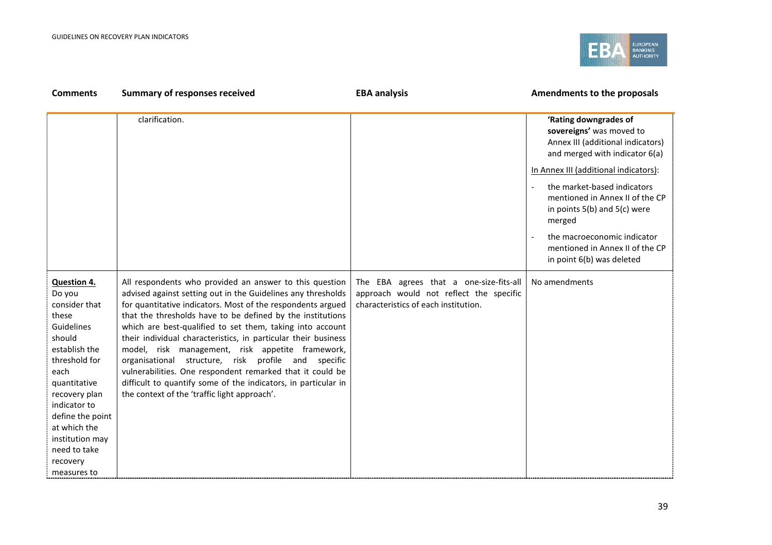| Comments | Summary of responses received | EBA analysis | Amendments to the proposals |
|---|---|---|---|
| | clarification. | | **'Rating downgrades of sovereigns'** was moved to Annex III (additional indicators) and merged with indicator 6(a)<br><br>In Annex III (additional indicators):<br><br>- the market-based indicators mentioned in Annex II of the CP in points 5(b) and 5(c) were merged<br>- the macroeconomic indicator mentioned in Annex II of the CP in point 6(b) was deleted |
| **Question 4.** Do you consider that these Guidelines should establish the threshold for each quantitative recovery plan indicator to define the point at which the institution may need to take recovery measures to | All respondents who provided an answer to this question advised against setting out in the Guidelines any thresholds for quantitative indicators. Most of the respondents argued that the thresholds have to be defined by the institutions which are best-qualified to set them, taking into account their individual characteristics, in particular their business model, risk management, risk appetite framework, organisational structure, risk profile and specific vulnerabilities. One respondent remarked that it could be difficult to quantify some of the indicators, in particular in the context of the 'traffic light approach'. | The EBA agrees that a one-size-fits-all approach would not reflect the specific characteristics of each institution. | No amendments |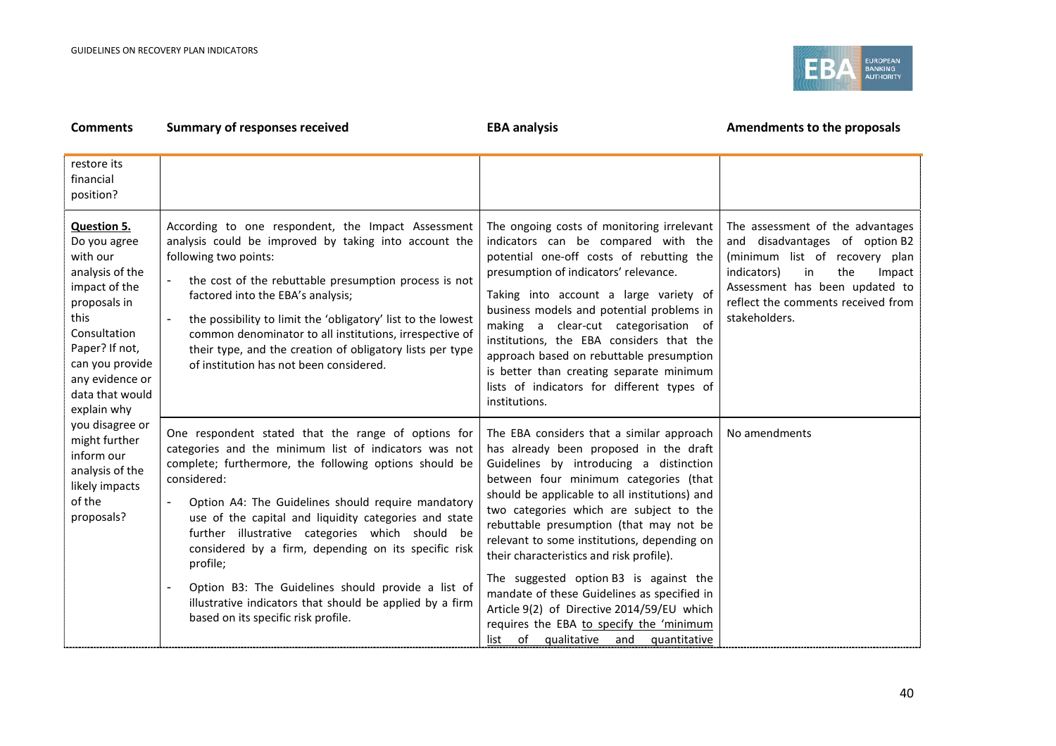| Comments | Summary of responses received | EBA analysis | Amendments to the proposals |
|---|---|---|---|
| restore its financial position? | | | |
| **Question 5.** Do you agree with our analysis of the impact of the proposals in this Consultation Paper? If not, can you provide any evidence or data that would explain why you disagree or might further inform our analysis of the likely impacts of the proposals? | According to one respondent, the Impact Assessment analysis could be improved by taking into account the following two points:<br>- the cost of the rebuttable presumption process is not factored into the EBA's analysis;<br>- the possibility to limit the 'obligatory' list to the lowest common denominator to all institutions, irrespective of their type, and the creation of obligatory lists per type of institution has not been considered. | The ongoing costs of monitoring irrelevant indicators can be compared with the potential one-off costs of rebutting the presumption of indicators' relevance.<br>Taking into account a large variety of business models and potential problems in making a clear-cut categorisation of institutions, the EBA considers that the approach based on rebuttable presumption is better than creating separate minimum lists of indicators for different types of institutions. | The assessment of the advantages and disadvantages of option B2 (minimum list of recovery plan indicators) in the Impact Assessment has been updated to reflect the comments received from stakeholders. |
| | One respondent stated that the range of options for categories and the minimum list of indicators was not complete; furthermore, the following options should be considered:<br>- Option A4: The Guidelines should require mandatory use of the capital and liquidity categories and state further illustrative categories which should be considered by a firm, depending on its specific risk profile;<br>- Option B3: The Guidelines should provide a list of illustrative indicators that should be applied by a firm based on its specific risk profile. | The EBA considers that a similar approach has already been proposed in the draft Guidelines by introducing a distinction between four minimum categories (that should be applicable to all institutions) and two categories which are subject to the rebuttable presumption (that may not be relevant to some institutions, depending on their characteristics and risk profile).<br>The suggested option B3 is against the mandate of these Guidelines as specified in Article 9(2) of Directive 2014/59/EU which requires the EBA to specify the 'minimum list of qualitative and quantitative | No amendments |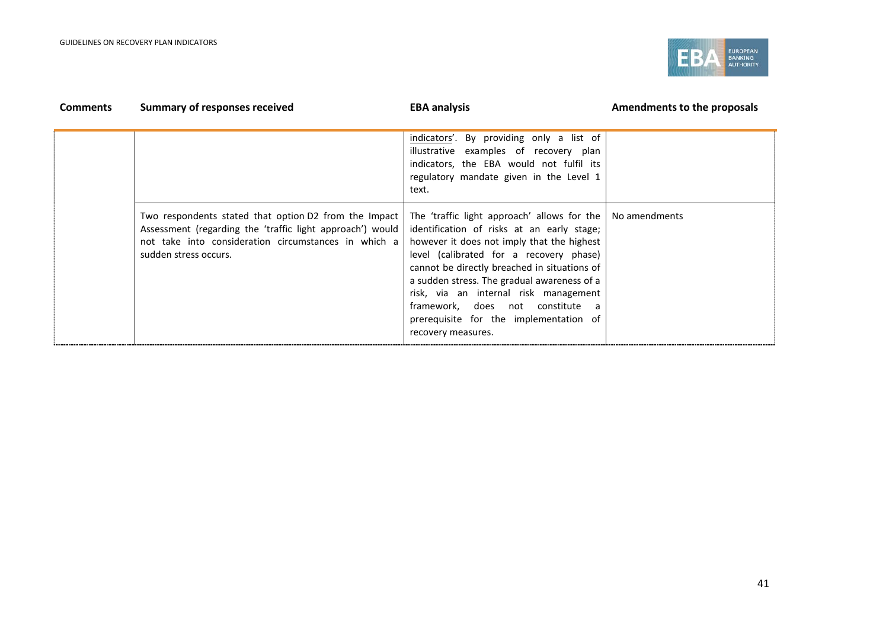| Comments | Summary of responses received | EBA analysis | Amendments to the proposals |
|---|---|---|---|
| | | indicators'. By providing only a list of illustrative examples of recovery plan indicators, the EBA would not fulfil its regulatory mandate given in the Level 1 text. | |
| | Two respondents stated that option D2 from the Impact Assessment (regarding the 'traffic light approach') would not take into consideration circumstances in which a sudden stress occurs. | The 'traffic light approach' allows for the identification of risks at an early stage; however it does not imply that the highest level (calibrated for a recovery phase) cannot be directly breached in situations of a sudden stress. The gradual awareness of a risk, via an internal risk management framework, does not constitute a prerequisite for the implementation of recovery measures. | No amendments |